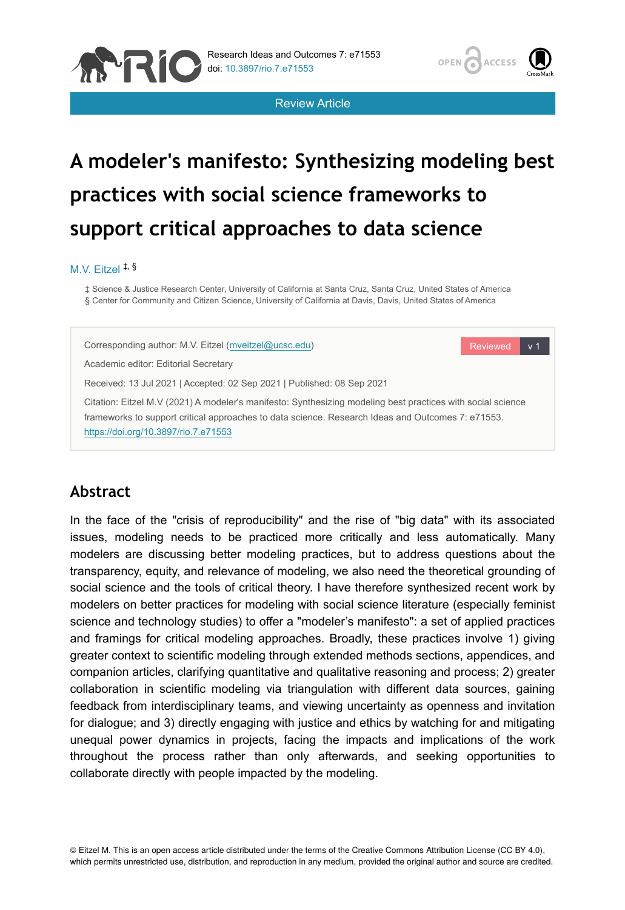Review Article

# A modeler's manifesto: Synthesizing modeling best practices with social science frameworks to support critical approaches to data science

M.V. Eitzel [‡, §]

‡ Science & Justice Research Center, University of California at Santa Cruz, Santa Cruz, United States of America
§ Center for Community and Citizen Science, University of California at Davis, Davis, United States of America

Corresponding author: M.V. Eitzel (mveitzel@ucsc.edu)

Academic editor: Editorial Secretary

Received: 13 Jul 2021 | Accepted: 02 Sep 2021 | Published: 08 Sep 2021

Citation: Eitzel M.V (2021) A modeler's manifesto: Synthesizing modeling best practices with social science frameworks to support critical approaches to data science. Research Ideas and Outcomes 7: e71553. https://doi.org/10.3897/rio.7.e71553

## Abstract

In the face of the "crisis of reproducibility" and the rise of "big data" with its associated issues, modeling needs to be practiced more critically and less automatically. Many modelers are discussing better modeling practices, but to address questions about the transparency, equity, and relevance of modeling, we also need the theoretical grounding of social science and the tools of critical theory. I have therefore synthesized recent work by modelers on better practices for modeling with social science literature (especially feminist science and technology studies) to offer a "modeler's manifesto": a set of applied practices and framings for critical modeling approaches. Broadly, these practices involve 1) giving greater context to scientific modeling through extended methods sections, appendices, and companion articles, clarifying quantitative and qualitative reasoning and process; 2) greater collaboration in scientific modeling via triangulation with different data sources, gaining feedback from interdisciplinary teams, and viewing uncertainty as openness and invitation for dialogue; and 3) directly engaging with justice and ethics by watching for and mitigating unequal power dynamics in projects, facing the impacts and implications of the work throughout the process rather than only afterwards, and seeking opportunities to collaborate directly with people impacted by the modeling.

© Eitzel M. This is an open access article distributed under the terms of the Creative Commons Attribution License (CC BY 4.0), which permits unrestricted use, distribution, and reproduction in any medium, provided the original author and source are credited.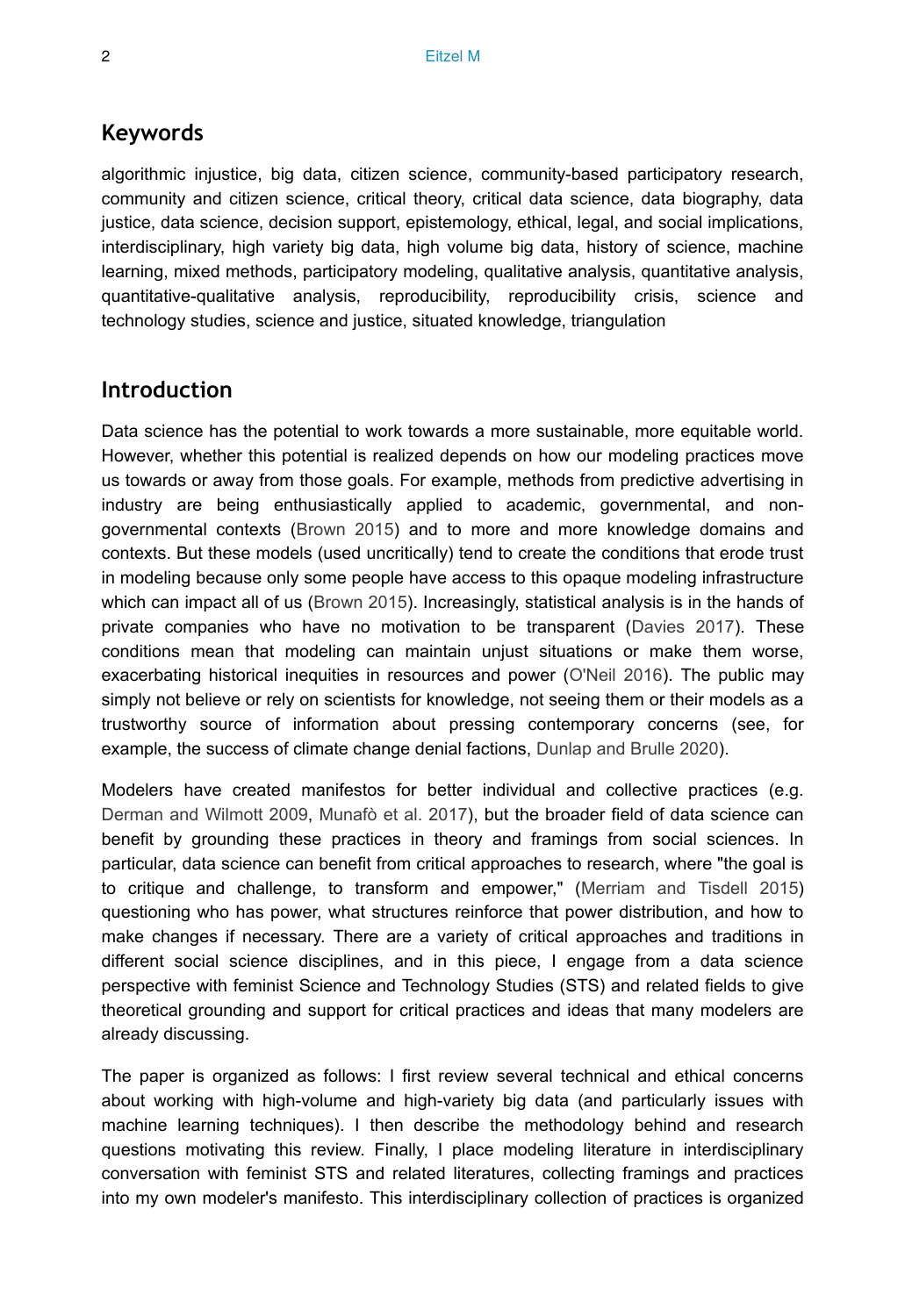## Keywords

algorithmic injustice, big data, citizen science, community-based participatory research, community and citizen science, critical theory, critical data science, data biography, data justice, data science, decision support, epistemology, ethical, legal, and social implications, interdisciplinary, high variety big data, high volume big data, history of science, machine learning, mixed methods, participatory modeling, qualitative analysis, quantitative analysis, quantitative-qualitative analysis, reproducibility, reproducibility crisis, science and technology studies, science and justice, situated knowledge, triangulation

## Introduction

Data science has the potential to work towards a more sustainable, more equitable world. However, whether this potential is realized depends on how our modeling practices move us towards or away from those goals. For example, methods from predictive advertising in industry are being enthusiastically applied to academic, governmental, and non-governmental contexts (Brown 2015) and to more and more knowledge domains and contexts. But these models (used uncritically) tend to create the conditions that erode trust in modeling because only some people have access to this opaque modeling infrastructure which can impact all of us (Brown 2015). Increasingly, statistical analysis is in the hands of private companies who have no motivation to be transparent (Davies 2017). These conditions mean that modeling can maintain unjust situations or make them worse, exacerbating historical inequities in resources and power (O'Neil 2016). The public may simply not believe or rely on scientists for knowledge, not seeing them or their models as a trustworthy source of information about pressing contemporary concerns (see, for example, the success of climate change denial factions, Dunlap and Brulle 2020).

Modelers have created manifestos for better individual and collective practices (e.g. Derman and Wilmott 2009, Munafò et al. 2017), but the broader field of data science can benefit by grounding these practices in theory and framings from social sciences. In particular, data science can benefit from critical approaches to research, where "the goal is to critique and challenge, to transform and empower," (Merriam and Tisdell 2015) questioning who has power, what structures reinforce that power distribution, and how to make changes if necessary. There are a variety of critical approaches and traditions in different social science disciplines, and in this piece, I engage from a data science perspective with feminist Science and Technology Studies (STS) and related fields to give theoretical grounding and support for critical practices and ideas that many modelers are already discussing.

The paper is organized as follows: I first review several technical and ethical concerns about working with high-volume and high-variety big data (and particularly issues with machine learning techniques). I then describe the methodology behind and research questions motivating this review. Finally, I place modeling literature in interdisciplinary conversation with feminist STS and related literatures, collecting framings and practices into my own modeler's manifesto. This interdisciplinary collection of practices is organized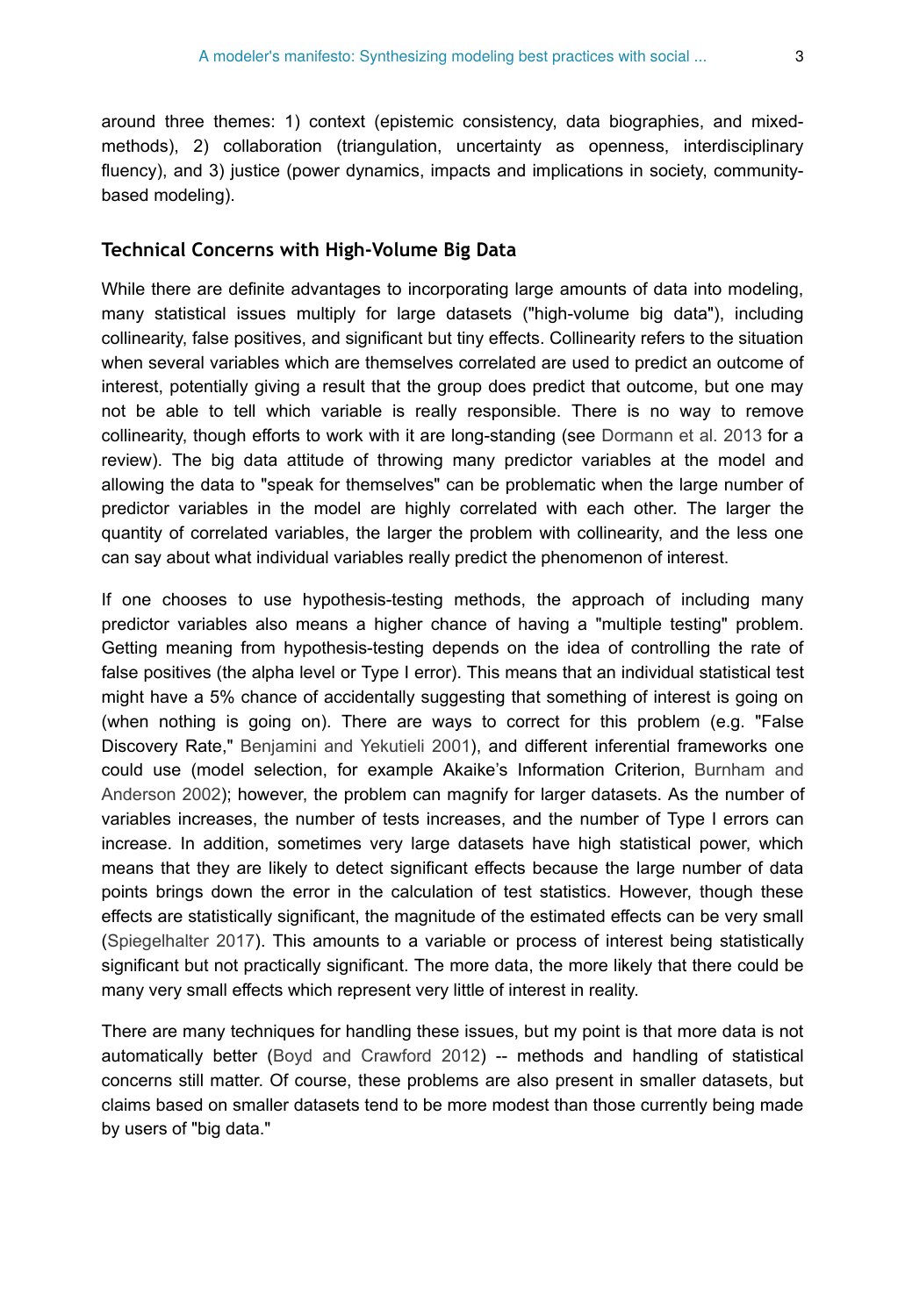around three themes: 1) context (epistemic consistency, data biographies, and mixed-methods), 2) collaboration (triangulation, uncertainty as openness, interdisciplinary fluency), and 3) justice (power dynamics, impacts and implications in society, community-based modeling).

### Technical Concerns with High-Volume Big Data

While there are definite advantages to incorporating large amounts of data into modeling, many statistical issues multiply for large datasets ("high-volume big data"), including collinearity, false positives, and significant but tiny effects. Collinearity refers to the situation when several variables which are themselves correlated are used to predict an outcome of interest, potentially giving a result that the group does predict that outcome, but one may not be able to tell which variable is really responsible. There is no way to remove collinearity, though efforts to work with it are long-standing (see Dormann et al. 2013 for a review). The big data attitude of throwing many predictor variables at the model and allowing the data to "speak for themselves" can be problematic when the large number of predictor variables in the model are highly correlated with each other. The larger the quantity of correlated variables, the larger the problem with collinearity, and the less one can say about what individual variables really predict the phenomenon of interest.

If one chooses to use hypothesis-testing methods, the approach of including many predictor variables also means a higher chance of having a "multiple testing" problem. Getting meaning from hypothesis-testing depends on the idea of controlling the rate of false positives (the alpha level or Type I error). This means that an individual statistical test might have a 5% chance of accidentally suggesting that something of interest is going on (when nothing is going on). There are ways to correct for this problem (e.g. "False Discovery Rate," Benjamini and Yekutieli 2001), and different inferential frameworks one could use (model selection, for example Akaike's Information Criterion, Burnham and Anderson 2002); however, the problem can magnify for larger datasets. As the number of variables increases, the number of tests increases, and the number of Type I errors can increase. In addition, sometimes very large datasets have high statistical power, which means that they are likely to detect significant effects because the large number of data points brings down the error in the calculation of test statistics. However, though these effects are statistically significant, the magnitude of the estimated effects can be very small (Spiegelhalter 2017). This amounts to a variable or process of interest being statistically significant but not practically significant. The more data, the more likely that there could be many very small effects which represent very little of interest in reality.

There are many techniques for handling these issues, but my point is that more data is not automatically better (Boyd and Crawford 2012) -- methods and handling of statistical concerns still matter. Of course, these problems are also present in smaller datasets, but claims based on smaller datasets tend to be more modest than those currently being made by users of "big data."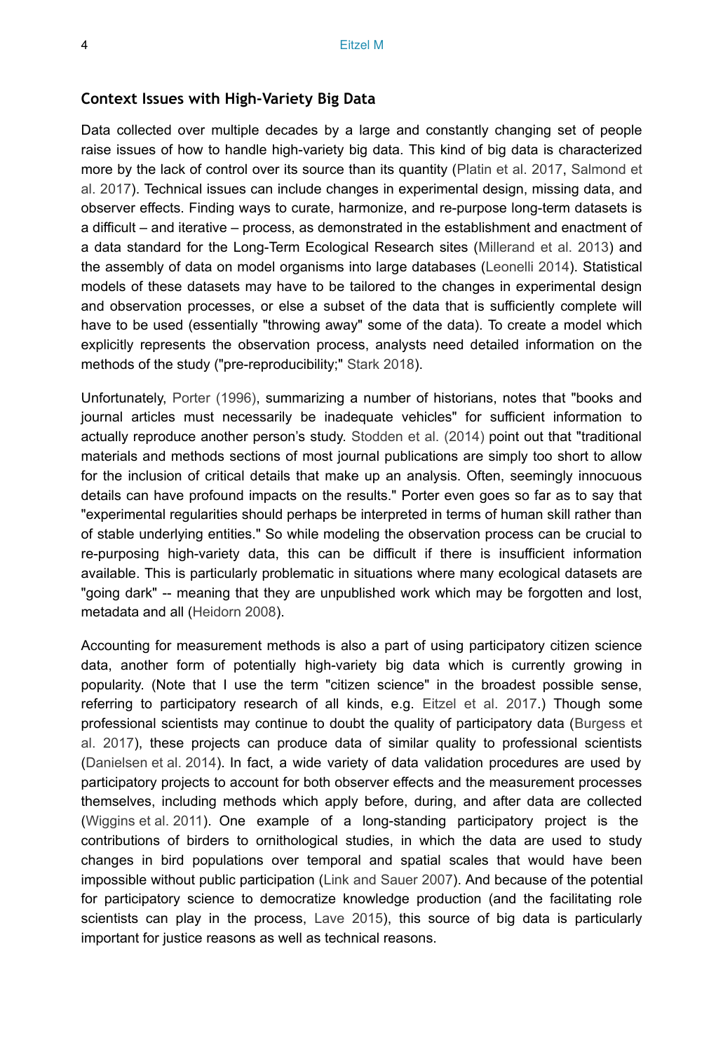### Context Issues with High-Variety Big Data

Data collected over multiple decades by a large and constantly changing set of people raise issues of how to handle high-variety big data. This kind of big data is characterized more by the lack of control over its source than its quantity (Platin et al. 2017, Salmond et al. 2017). Technical issues can include changes in experimental design, missing data, and observer effects. Finding ways to curate, harmonize, and re-purpose long-term datasets is a difficult – and iterative – process, as demonstrated in the establishment and enactment of a data standard for the Long-Term Ecological Research sites (Millerand et al. 2013) and the assembly of data on model organisms into large databases (Leonelli 2014). Statistical models of these datasets may have to be tailored to the changes in experimental design and observation processes, or else a subset of the data that is sufficiently complete will have to be used (essentially "throwing away" some of the data). To create a model which explicitly represents the observation process, analysts need detailed information on the methods of the study ("pre-reproducibility;" Stark 2018).

Unfortunately, Porter (1996), summarizing a number of historians, notes that "books and journal articles must necessarily be inadequate vehicles" for sufficient information to actually reproduce another person's study. Stodden et al. (2014) point out that "traditional materials and methods sections of most journal publications are simply too short to allow for the inclusion of critical details that make up an analysis. Often, seemingly innocuous details can have profound impacts on the results." Porter even goes so far as to say that "experimental regularities should perhaps be interpreted in terms of human skill rather than of stable underlying entities." So while modeling the observation process can be crucial to re-purposing high-variety data, this can be difficult if there is insufficient information available. This is particularly problematic in situations where many ecological datasets are "going dark" -- meaning that they are unpublished work which may be forgotten and lost, metadata and all (Heidorn 2008).

Accounting for measurement methods is also a part of using participatory citizen science data, another form of potentially high-variety big data which is currently growing in popularity. (Note that I use the term "citizen science" in the broadest possible sense, referring to participatory research of all kinds, e.g. Eitzel et al. 2017.) Though some professional scientists may continue to doubt the quality of participatory data (Burgess et al. 2017), these projects can produce data of similar quality to professional scientists (Danielsen et al. 2014). In fact, a wide variety of data validation procedures are used by participatory projects to account for both observer effects and the measurement processes themselves, including methods which apply before, during, and after data are collected (Wiggins et al. 2011). One example of a long-standing participatory project is the contributions of birders to ornithological studies, in which the data are used to study changes in bird populations over temporal and spatial scales that would have been impossible without public participation (Link and Sauer 2007). And because of the potential for participatory science to democratize knowledge production (and the facilitating role scientists can play in the process, Lave 2015), this source of big data is particularly important for justice reasons as well as technical reasons.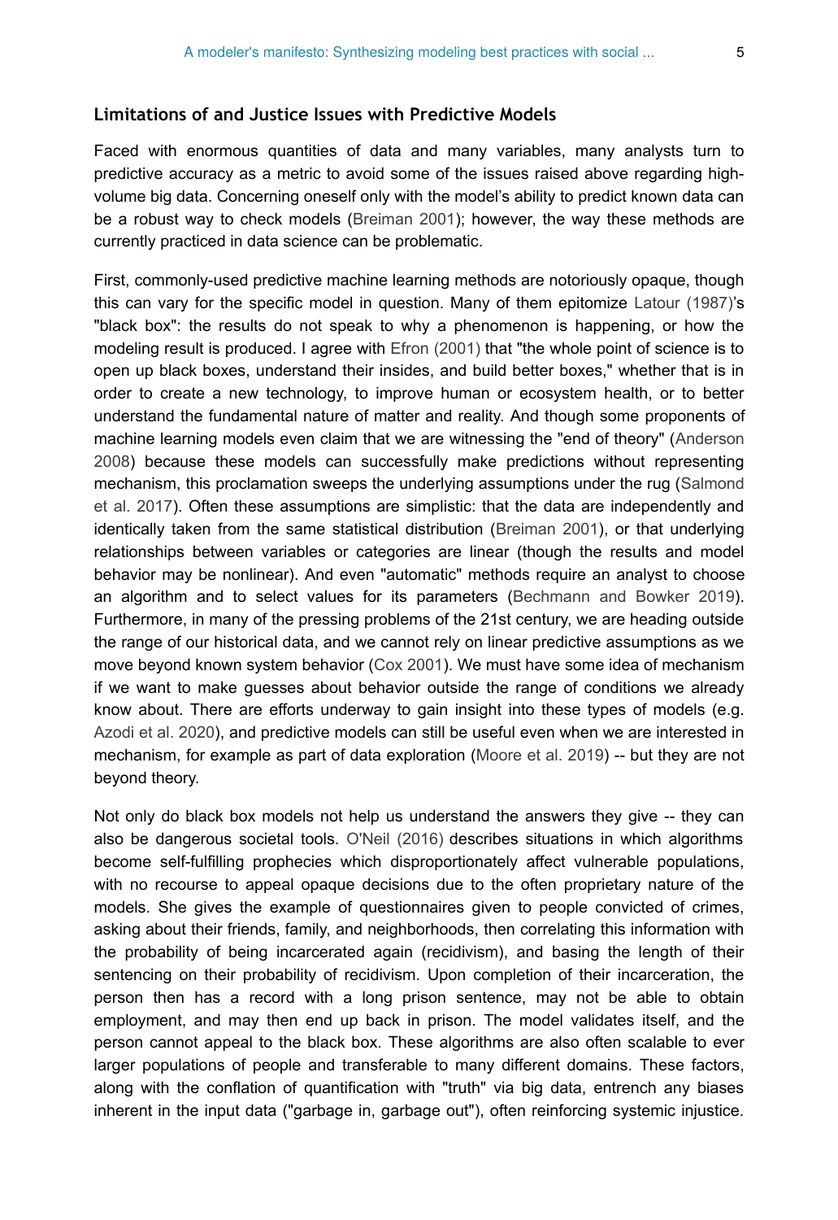### Limitations of and Justice Issues with Predictive Models

Faced with enormous quantities of data and many variables, many analysts turn to predictive accuracy as a metric to avoid some of the issues raised above regarding high-volume big data. Concerning oneself only with the model's ability to predict known data can be a robust way to check models (Breiman 2001); however, the way these methods are currently practiced in data science can be problematic.

First, commonly-used predictive machine learning methods are notoriously opaque, though this can vary for the specific model in question. Many of them epitomize Latour (1987)'s "black box": the results do not speak to why a phenomenon is happening, or how the modeling result is produced. I agree with Efron (2001) that "the whole point of science is to open up black boxes, understand their insides, and build better boxes," whether that is in order to create a new technology, to improve human or ecosystem health, or to better understand the fundamental nature of matter and reality. And though some proponents of machine learning models even claim that we are witnessing the "end of theory" (Anderson 2008) because these models can successfully make predictions without representing mechanism, this proclamation sweeps the underlying assumptions under the rug (Salmond et al. 2017). Often these assumptions are simplistic: that the data are independently and identically taken from the same statistical distribution (Breiman 2001), or that underlying relationships between variables or categories are linear (though the results and model behavior may be nonlinear). And even "automatic" methods require an analyst to choose an algorithm and to select values for its parameters (Bechmann and Bowker 2019). Furthermore, in many of the pressing problems of the 21st century, we are heading outside the range of our historical data, and we cannot rely on linear predictive assumptions as we move beyond known system behavior (Cox 2001). We must have some idea of mechanism if we want to make guesses about behavior outside the range of conditions we already know about. There are efforts underway to gain insight into these types of models (e.g. Azodi et al. 2020), and predictive models can still be useful even when we are interested in mechanism, for example as part of data exploration (Moore et al. 2019) -- but they are not beyond theory.

Not only do black box models not help us understand the answers they give -- they can also be dangerous societal tools. O'Neil (2016) describes situations in which algorithms become self-fulfilling prophecies which disproportionately affect vulnerable populations, with no recourse to appeal opaque decisions due to the often proprietary nature of the models. She gives the example of questionnaires given to people convicted of crimes, asking about their friends, family, and neighborhoods, then correlating this information with the probability of being incarcerated again (recidivism), and basing the length of their sentencing on their probability of recidivism. Upon completion of their incarceration, the person then has a record with a long prison sentence, may not be able to obtain employment, and may then end up back in prison. The model validates itself, and the person cannot appeal to the black box. These algorithms are also often scalable to ever larger populations of people and transferable to many different domains. These factors, along with the conflation of quantification with "truth" via big data, entrench any biases inherent in the input data ("garbage in, garbage out"), often reinforcing systemic injustice.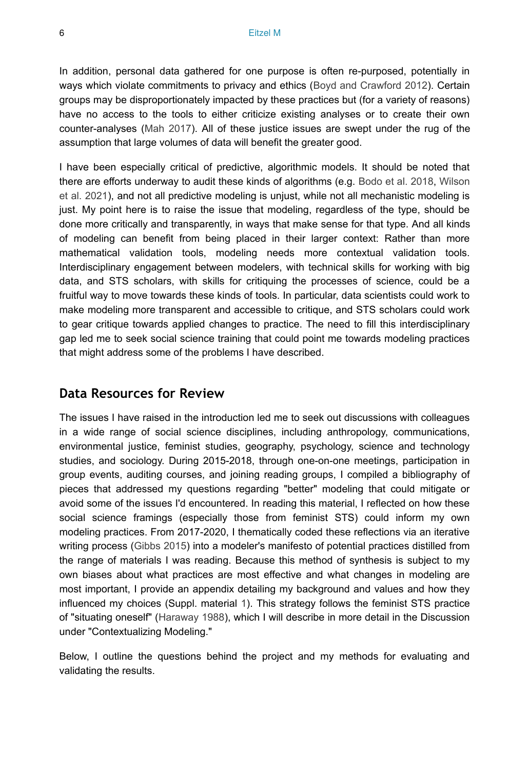In addition, personal data gathered for one purpose is often re-purposed, potentially in ways which violate commitments to privacy and ethics (Boyd and Crawford 2012). Certain groups may be disproportionately impacted by these practices but (for a variety of reasons) have no access to the tools to either criticize existing analyses or to create their own counter-analyses (Mah 2017). All of these justice issues are swept under the rug of the assumption that large volumes of data will benefit the greater good.

I have been especially critical of predictive, algorithmic models. It should be noted that there are efforts underway to audit these kinds of algorithms (e.g. Bodo et al. 2018, Wilson et al. 2021), and not all predictive modeling is unjust, while not all mechanistic modeling is just. My point here is to raise the issue that modeling, regardless of the type, should be done more critically and transparently, in ways that make sense for that type. And all kinds of modeling can benefit from being placed in their larger context: Rather than more mathematical validation tools, modeling needs more contextual validation tools. Interdisciplinary engagement between modelers, with technical skills for working with big data, and STS scholars, with skills for critiquing the processes of science, could be a fruitful way to move towards these kinds of tools. In particular, data scientists could work to make modeling more transparent and accessible to critique, and STS scholars could work to gear critique towards applied changes to practice. The need to fill this interdisciplinary gap led me to seek social science training that could point me towards modeling practices that might address some of the problems I have described.

## Data Resources for Review

The issues I have raised in the introduction led me to seek out discussions with colleagues in a wide range of social science disciplines, including anthropology, communications, environmental justice, feminist studies, geography, psychology, science and technology studies, and sociology. During 2015-2018, through one-on-one meetings, participation in group events, auditing courses, and joining reading groups, I compiled a bibliography of pieces that addressed my questions regarding "better" modeling that could mitigate or avoid some of the issues I'd encountered. In reading this material, I reflected on how these social science framings (especially those from feminist STS) could inform my own modeling practices. From 2017-2020, I thematically coded these reflections via an iterative writing process (Gibbs 2015) into a modeler's manifesto of potential practices distilled from the range of materials I was reading. Because this method of synthesis is subject to my own biases about what practices are most effective and what changes in modeling are most important, I provide an appendix detailing my background and values and how they influenced my choices (Suppl. material 1). This strategy follows the feminist STS practice of "situating oneself" (Haraway 1988), which I will describe in more detail in the Discussion under "Contextualizing Modeling."

Below, I outline the questions behind the project and my methods for evaluating and validating the results.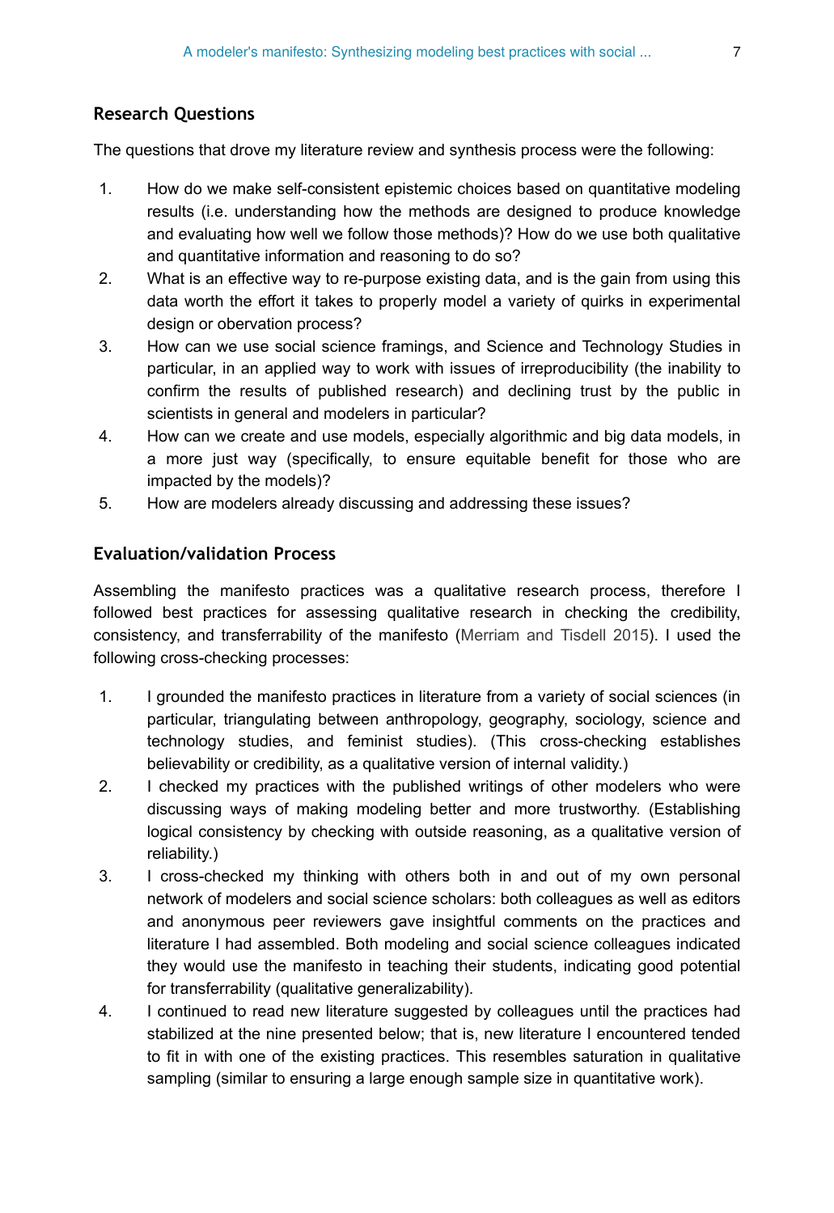## Research Questions

The questions that drove my literature review and synthesis process were the following:

1. How do we make self-consistent epistemic choices based on quantitative modeling results (i.e. understanding how the methods are designed to produce knowledge and evaluating how well we follow those methods)? How do we use both qualitative and quantitative information and reasoning to do so?
2. What is an effective way to re-purpose existing data, and is the gain from using this data worth the effort it takes to properly model a variety of quirks in experimental design or obervation process?
3. How can we use social science framings, and Science and Technology Studies in particular, in an applied way to work with issues of irreproducibility (the inability to confirm the results of published research) and declining trust by the public in scientists in general and modelers in particular?
4. How can we create and use models, especially algorithmic and big data models, in a more just way (specifically, to ensure equitable benefit for those who are impacted by the models)?
5. How are modelers already discussing and addressing these issues?

## Evaluation/validation Process

Assembling the manifesto practices was a qualitative research process, therefore I followed best practices for assessing qualitative research in checking the credibility, consistency, and transferrability of the manifesto (Merriam and Tisdell 2015). I used the following cross-checking processes:

1. I grounded the manifesto practices in literature from a variety of social sciences (in particular, triangulating between anthropology, geography, sociology, science and technology studies, and feminist studies). (This cross-checking establishes believability or credibility, as a qualitative version of internal validity.)
2. I checked my practices with the published writings of other modelers who were discussing ways of making modeling better and more trustworthy. (Establishing logical consistency by checking with outside reasoning, as a qualitative version of reliability.)
3. I cross-checked my thinking with others both in and out of my own personal network of modelers and social science scholars: both colleagues as well as editors and anonymous peer reviewers gave insightful comments on the practices and literature I had assembled. Both modeling and social science colleagues indicated they would use the manifesto in teaching their students, indicating good potential for transferrability (qualitative generalizability).
4. I continued to read new literature suggested by colleagues until the practices had stabilized at the nine presented below; that is, new literature I encountered tended to fit in with one of the existing practices. This resembles saturation in qualitative sampling (similar to ensuring a large enough sample size in quantitative work).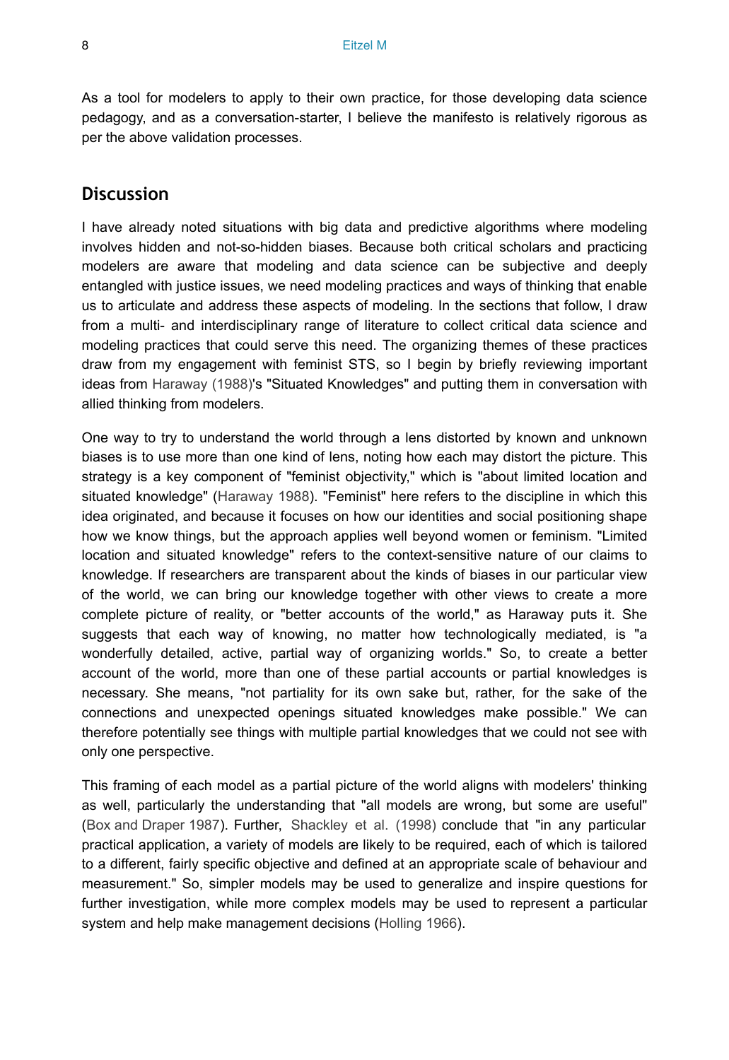As a tool for modelers to apply to their own practice, for those developing data science pedagogy, and as a conversation-starter, I believe the manifesto is relatively rigorous as per the above validation processes.

## Discussion

I have already noted situations with big data and predictive algorithms where modeling involves hidden and not-so-hidden biases. Because both critical scholars and practicing modelers are aware that modeling and data science can be subjective and deeply entangled with justice issues, we need modeling practices and ways of thinking that enable us to articulate and address these aspects of modeling. In the sections that follow, I draw from a multi- and interdisciplinary range of literature to collect critical data science and modeling practices that could serve this need. The organizing themes of these practices draw from my engagement with feminist STS, so I begin by briefly reviewing important ideas from Haraway (1988)'s "Situated Knowledges" and putting them in conversation with allied thinking from modelers.

One way to try to understand the world through a lens distorted by known and unknown biases is to use more than one kind of lens, noting how each may distort the picture. This strategy is a key component of "feminist objectivity," which is "about limited location and situated knowledge" (Haraway 1988). "Feminist" here refers to the discipline in which this idea originated, and because it focuses on how our identities and social positioning shape how we know things, but the approach applies well beyond women or feminism. "Limited location and situated knowledge" refers to the context-sensitive nature of our claims to knowledge. If researchers are transparent about the kinds of biases in our particular view of the world, we can bring our knowledge together with other views to create a more complete picture of reality, or "better accounts of the world," as Haraway puts it. She suggests that each way of knowing, no matter how technologically mediated, is "a wonderfully detailed, active, partial way of organizing worlds." So, to create a better account of the world, more than one of these partial accounts or partial knowledges is necessary. She means, "not partiality for its own sake but, rather, for the sake of the connections and unexpected openings situated knowledges make possible." We can therefore potentially see things with multiple partial knowledges that we could not see with only one perspective.

This framing of each model as a partial picture of the world aligns with modelers' thinking as well, particularly the understanding that "all models are wrong, but some are useful" (Box and Draper 1987). Further, Shackley et al. (1998) conclude that "in any particular practical application, a variety of models are likely to be required, each of which is tailored to a different, fairly specific objective and defined at an appropriate scale of behaviour and measurement." So, simpler models may be used to generalize and inspire questions for further investigation, while more complex models may be used to represent a particular system and help make management decisions (Holling 1966).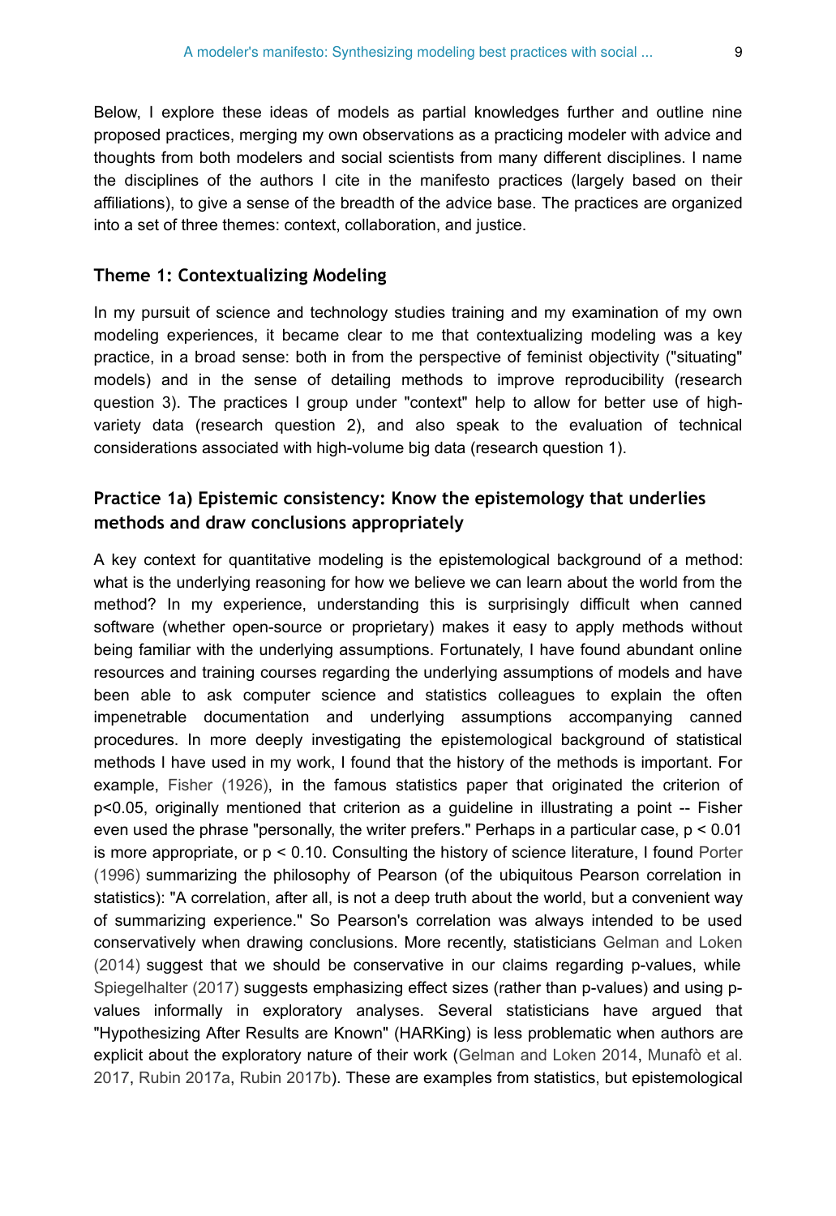Below, I explore these ideas of models as partial knowledges further and outline nine proposed practices, merging my own observations as a practicing modeler with advice and thoughts from both modelers and social scientists from many different disciplines. I name the disciplines of the authors I cite in the manifesto practices (largely based on their affiliations), to give a sense of the breadth of the advice base. The practices are organized into a set of three themes: context, collaboration, and justice.

### Theme 1: Contextualizing Modeling

In my pursuit of science and technology studies training and my examination of my own modeling experiences, it became clear to me that contextualizing modeling was a key practice, in a broad sense: both in from the perspective of feminist objectivity ("situating" models) and in the sense of detailing methods to improve reproducibility (research question 3). The practices I group under "context" help to allow for better use of high-variety data (research question 2), and also speak to the evaluation of technical considerations associated with high-volume big data (research question 1).

### Practice 1a) Epistemic consistency: Know the epistemology that underlies methods and draw conclusions appropriately

A key context for quantitative modeling is the epistemological background of a method: what is the underlying reasoning for how we believe we can learn about the world from the method? In my experience, understanding this is surprisingly difficult when canned software (whether open-source or proprietary) makes it easy to apply methods without being familiar with the underlying assumptions. Fortunately, I have found abundant online resources and training courses regarding the underlying assumptions of models and have been able to ask computer science and statistics colleagues to explain the often impenetrable documentation and underlying assumptions accompanying canned procedures. In more deeply investigating the epistemological background of statistical methods I have used in my work, I found that the history of the methods is important. For example, Fisher (1926), in the famous statistics paper that originated the criterion of $p<0.05$, originally mentioned that criterion as a guideline in illustrating a point -- Fisher even used the phrase "personally, the writer prefers." Perhaps in a particular case, $p < 0.01$ is more appropriate, or $p < 0.10$. Consulting the history of science literature, I found Porter (1996) summarizing the philosophy of Pearson (of the ubiquitous Pearson correlation in statistics): "A correlation, after all, is not a deep truth about the world, but a convenient way of summarizing experience." So Pearson's correlation was always intended to be used conservatively when drawing conclusions. More recently, statisticians Gelman and Loken (2014) suggest that we should be conservative in our claims regarding p-values, while Spiegelhalter (2017) suggests emphasizing effect sizes (rather than p-values) and using p-values informally in exploratory analyses. Several statisticians have argued that "Hypothesizing After Results are Known" (HARKing) is less problematic when authors are explicit about the exploratory nature of their work (Gelman and Loken 2014, Munafò et al. 2017, Rubin 2017a, Rubin 2017b). These are examples from statistics, but epistemological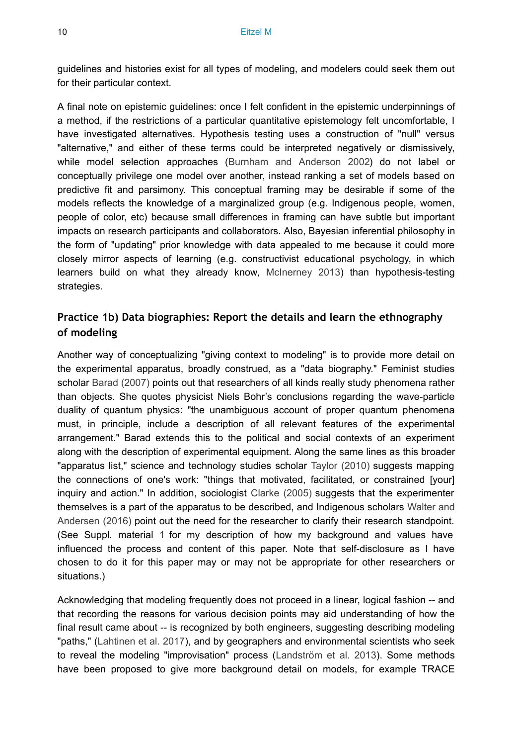guidelines and histories exist for all types of modeling, and modelers could seek them out for their particular context.

A final note on epistemic guidelines: once I felt confident in the epistemic underpinnings of a method, if the restrictions of a particular quantitative epistemology felt uncomfortable, I have investigated alternatives. Hypothesis testing uses a construction of "null" versus "alternative," and either of these terms could be interpreted negatively or dismissively, while model selection approaches (Burnham and Anderson 2002) do not label or conceptually privilege one model over another, instead ranking a set of models based on predictive fit and parsimony. This conceptual framing may be desirable if some of the models reflects the knowledge of a marginalized group (e.g. Indigenous people, women, people of color, etc) because small differences in framing can have subtle but important impacts on research participants and collaborators. Also, Bayesian inferential philosophy in the form of "updating" prior knowledge with data appealed to me because it could more closely mirror aspects of learning (e.g. constructivist educational psychology, in which learners build on what they already know, McInerney 2013) than hypothesis-testing strategies.

## Practice 1b) Data biographies: Report the details and learn the ethnography of modeling

Another way of conceptualizing "giving context to modeling" is to provide more detail on the experimental apparatus, broadly construed, as a "data biography." Feminist studies scholar Barad (2007) points out that researchers of all kinds really study phenomena rather than objects. She quotes physicist Niels Bohr's conclusions regarding the wave-particle duality of quantum physics: "the unambiguous account of proper quantum phenomena must, in principle, include a description of all relevant features of the experimental arrangement." Barad extends this to the political and social contexts of an experiment along with the description of experimental equipment. Along the same lines as this broader "apparatus list," science and technology studies scholar Taylor (2010) suggests mapping the connections of one's work: "things that motivated, facilitated, or constrained [your] inquiry and action." In addition, sociologist Clarke (2005) suggests that the experimenter themselves is a part of the apparatus to be described, and Indigenous scholars Walter and Andersen (2016) point out the need for the researcher to clarify their research standpoint. (See Suppl. material 1 for my description of how my background and values have influenced the process and content of this paper. Note that self-disclosure as I have chosen to do it for this paper may or may not be appropriate for other researchers or situations.)

Acknowledging that modeling frequently does not proceed in a linear, logical fashion -- and that recording the reasons for various decision points may aid understanding of how the final result came about -- is recognized by both engineers, suggesting describing modeling "paths," (Lahtinen et al. 2017), and by geographers and environmental scientists who seek to reveal the modeling "improvisation" process (Landström et al. 2013). Some methods have been proposed to give more background detail on models, for example TRACE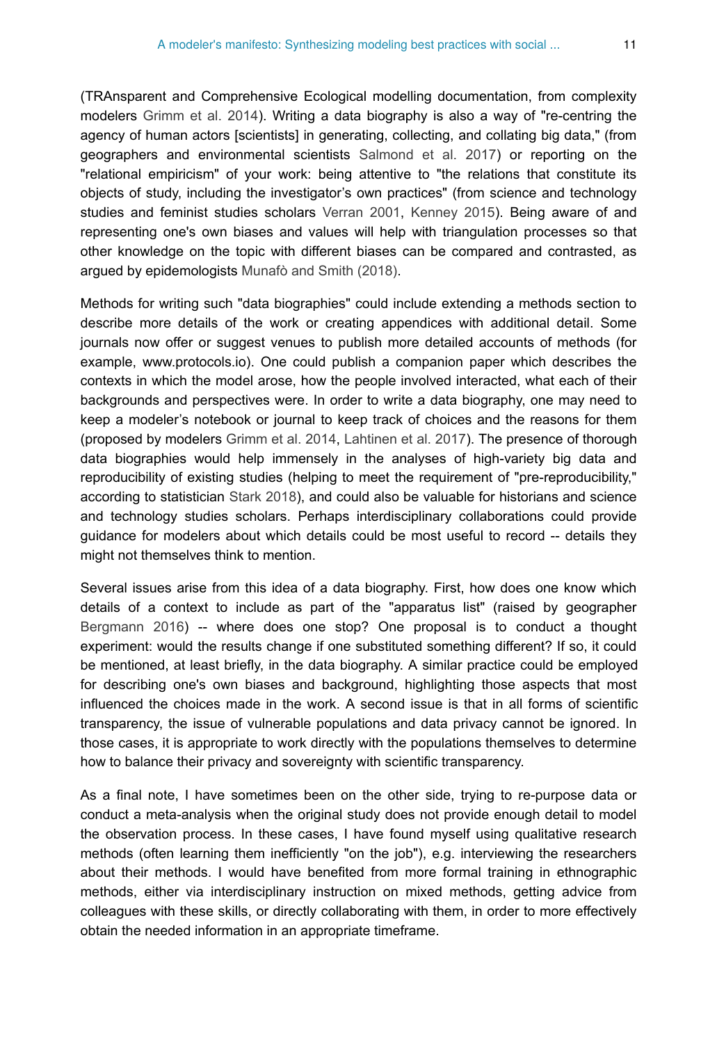(TRAnsparent and Comprehensive Ecological modelling documentation, from complexity modelers Grimm et al. 2014). Writing a data biography is also a way of "re-centring the agency of human actors [scientists] in generating, collecting, and collating big data," (from geographers and environmental scientists Salmond et al. 2017) or reporting on the "relational empiricism" of your work: being attentive to "the relations that constitute its objects of study, including the investigator's own practices" (from science and technology studies and feminist studies scholars Verran 2001, Kenney 2015). Being aware of and representing one's own biases and values will help with triangulation processes so that other knowledge on the topic with different biases can be compared and contrasted, as argued by epidemologists Munafò and Smith (2018).

Methods for writing such "data biographies" could include extending a methods section to describe more details of the work or creating appendices with additional detail. Some journals now offer or suggest venues to publish more detailed accounts of methods (for example, www.protocols.io). One could publish a companion paper which describes the contexts in which the model arose, how the people involved interacted, what each of their backgrounds and perspectives were. In order to write a data biography, one may need to keep a modeler's notebook or journal to keep track of choices and the reasons for them (proposed by modelers Grimm et al. 2014, Lahtinen et al. 2017). The presence of thorough data biographies would help immensely in the analyses of high-variety big data and reproducibility of existing studies (helping to meet the requirement of "pre-reproducibility," according to statistician Stark 2018), and could also be valuable for historians and science and technology studies scholars. Perhaps interdisciplinary collaborations could provide guidance for modelers about which details could be most useful to record -- details they might not themselves think to mention.

Several issues arise from this idea of a data biography. First, how does one know which details of a context to include as part of the "apparatus list" (raised by geographer Bergmann 2016) -- where does one stop? One proposal is to conduct a thought experiment: would the results change if one substituted something different? If so, it could be mentioned, at least briefly, in the data biography. A similar practice could be employed for describing one's own biases and background, highlighting those aspects that most influenced the choices made in the work. A second issue is that in all forms of scientific transparency, the issue of vulnerable populations and data privacy cannot be ignored. In those cases, it is appropriate to work directly with the populations themselves to determine how to balance their privacy and sovereignty with scientific transparency.

As a final note, I have sometimes been on the other side, trying to re-purpose data or conduct a meta-analysis when the original study does not provide enough detail to model the observation process. In these cases, I have found myself using qualitative research methods (often learning them inefficiently "on the job"), e.g. interviewing the researchers about their methods. I would have benefited from more formal training in ethnographic methods, either via interdisciplinary instruction on mixed methods, getting advice from colleagues with these skills, or directly collaborating with them, in order to more effectively obtain the needed information in an appropriate timeframe.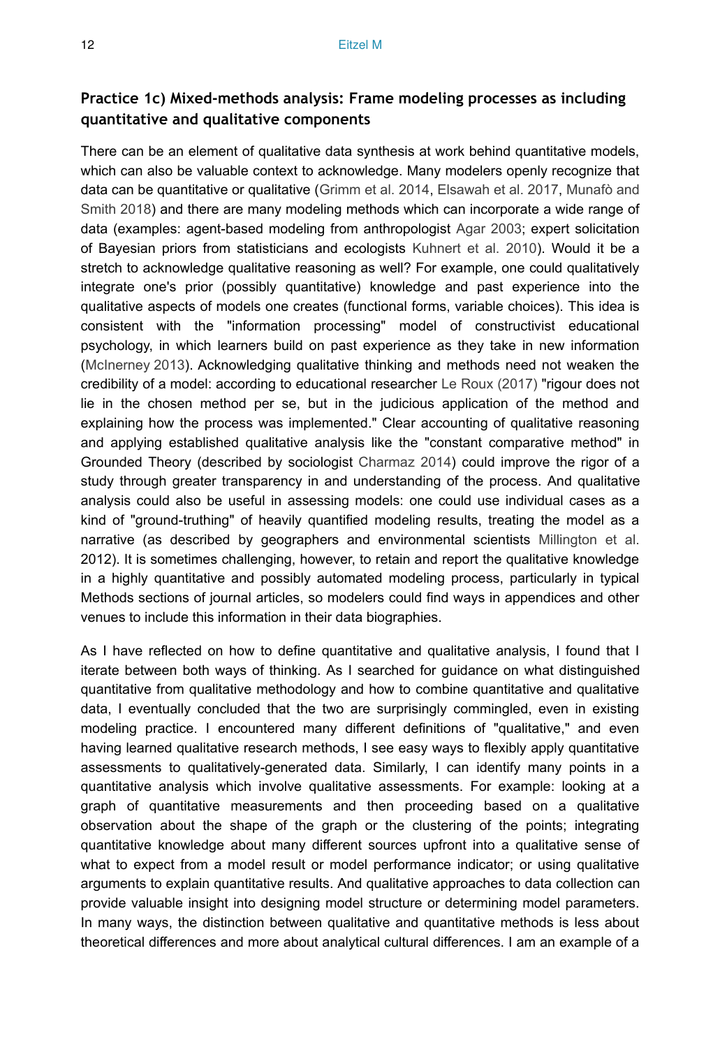### Practice 1c) Mixed-methods analysis: Frame modeling processes as including quantitative and qualitative components

There can be an element of qualitative data synthesis at work behind quantitative models, which can also be valuable context to acknowledge. Many modelers openly recognize that data can be quantitative or qualitative (Grimm et al. 2014, Elsawah et al. 2017, Munafò and Smith 2018) and there are many modeling methods which can incorporate a wide range of data (examples: agent-based modeling from anthropologist Agar 2003; expert solicitation of Bayesian priors from statisticians and ecologists Kuhnert et al. 2010). Would it be a stretch to acknowledge qualitative reasoning as well? For example, one could qualitatively integrate one's prior (possibly quantitative) knowledge and past experience into the qualitative aspects of models one creates (functional forms, variable choices). This idea is consistent with the "information processing" model of constructivist educational psychology, in which learners build on past experience as they take in new information (McInerney 2013). Acknowledging qualitative thinking and methods need not weaken the credibility of a model: according to educational researcher Le Roux (2017) "rigour does not lie in the chosen method per se, but in the judicious application of the method and explaining how the process was implemented." Clear accounting of qualitative reasoning and applying established qualitative analysis like the "constant comparative method" in Grounded Theory (described by sociologist Charmaz 2014) could improve the rigor of a study through greater transparency in and understanding of the process. And qualitative analysis could also be useful in assessing models: one could use individual cases as a kind of "ground-truthing" of heavily quantified modeling results, treating the model as a narrative (as described by geographers and environmental scientists Millington et al. 2012). It is sometimes challenging, however, to retain and report the qualitative knowledge in a highly quantitative and possibly automated modeling process, particularly in typical Methods sections of journal articles, so modelers could find ways in appendices and other venues to include this information in their data biographies.

As I have reflected on how to define quantitative and qualitative analysis, I found that I iterate between both ways of thinking. As I searched for guidance on what distinguished quantitative from qualitative methodology and how to combine quantitative and qualitative data, I eventually concluded that the two are surprisingly commingled, even in existing modeling practice. I encountered many different definitions of "qualitative," and even having learned qualitative research methods, I see easy ways to flexibly apply quantitative assessments to qualitatively-generated data. Similarly, I can identify many points in a quantitative analysis which involve qualitative assessments. For example: looking at a graph of quantitative measurements and then proceeding based on a qualitative observation about the shape of the graph or the clustering of the points; integrating quantitative knowledge about many different sources upfront into a qualitative sense of what to expect from a model result or model performance indicator; or using qualitative arguments to explain quantitative results. And qualitative approaches to data collection can provide valuable insight into designing model structure or determining model parameters. In many ways, the distinction between qualitative and quantitative methods is less about theoretical differences and more about analytical cultural differences. I am an example of a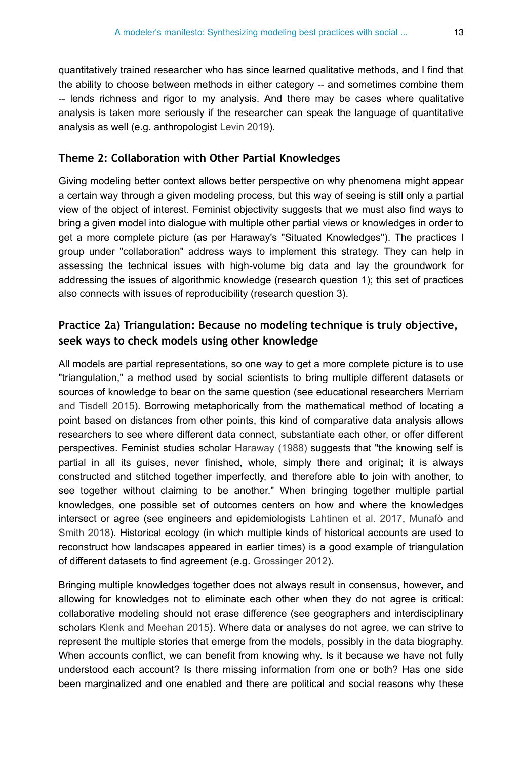quantitatively trained researcher who has since learned qualitative methods, and I find that the ability to choose between methods in either category -- and sometimes combine them -- lends richness and rigor to my analysis. And there may be cases where qualitative analysis is taken more seriously if the researcher can speak the language of quantitative analysis as well (e.g. anthropologist Levin 2019).

### Theme 2: Collaboration with Other Partial Knowledges

Giving modeling better context allows better perspective on why phenomena might appear a certain way through a given modeling process, but this way of seeing is still only a partial view of the object of interest. Feminist objectivity suggests that we must also find ways to bring a given model into dialogue with multiple other partial views or knowledges in order to get a more complete picture (as per Haraway's "Situated Knowledges"). The practices I group under "collaboration" address ways to implement this strategy. They can help in assessing the technical issues with high-volume big data and lay the groundwork for addressing the issues of algorithmic knowledge (research question 1); this set of practices also connects with issues of reproducibility (research question 3).

### Practice 2a) Triangulation: Because no modeling technique is truly objective, seek ways to check models using other knowledge

All models are partial representations, so one way to get a more complete picture is to use "triangulation," a method used by social scientists to bring multiple different datasets or sources of knowledge to bear on the same question (see educational researchers Merriam and Tisdell 2015). Borrowing metaphorically from the mathematical method of locating a point based on distances from other points, this kind of comparative data analysis allows researchers to see where different data connect, substantiate each other, or offer different perspectives. Feminist studies scholar Haraway (1988) suggests that "the knowing self is partial in all its guises, never finished, whole, simply there and original; it is always constructed and stitched together imperfectly, and therefore able to join with another, to see together without claiming to be another." When bringing together multiple partial knowledges, one possible set of outcomes centers on how and where the knowledges intersect or agree (see engineers and epidemiologists Lahtinen et al. 2017, Munafò and Smith 2018). Historical ecology (in which multiple kinds of historical accounts are used to reconstruct how landscapes appeared in earlier times) is a good example of triangulation of different datasets to find agreement (e.g. Grossinger 2012).

Bringing multiple knowledges together does not always result in consensus, however, and allowing for knowledges not to eliminate each other when they do not agree is critical: collaborative modeling should not erase difference (see geographers and interdisciplinary scholars Klenk and Meehan 2015). Where data or analyses do not agree, we can strive to represent the multiple stories that emerge from the models, possibly in the data biography. When accounts conflict, we can benefit from knowing why. Is it because we have not fully understood each account? Is there missing information from one or both? Has one side been marginalized and one enabled and there are political and social reasons why these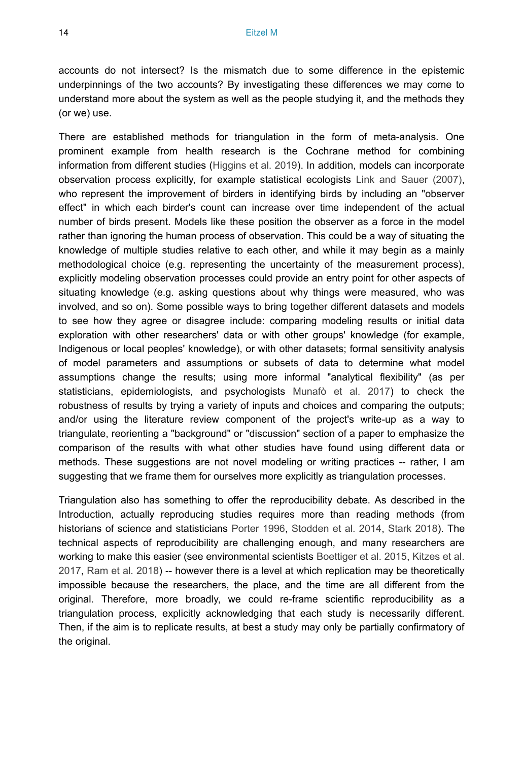accounts do not intersect? Is the mismatch due to some difference in the epistemic underpinnings of the two accounts? By investigating these differences we may come to understand more about the system as well as the people studying it, and the methods they (or we) use.

There are established methods for triangulation in the form of meta-analysis. One prominent example from health research is the Cochrane method for combining information from different studies (Higgins et al. 2019). In addition, models can incorporate observation process explicitly, for example statistical ecologists Link and Sauer (2007), who represent the improvement of birders in identifying birds by including an "observer effect" in which each birder's count can increase over time independent of the actual number of birds present. Models like these position the observer as a force in the model rather than ignoring the human process of observation. This could be a way of situating the knowledge of multiple studies relative to each other, and while it may begin as a mainly methodological choice (e.g. representing the uncertainty of the measurement process), explicitly modeling observation processes could provide an entry point for other aspects of situating knowledge (e.g. asking questions about why things were measured, who was involved, and so on). Some possible ways to bring together different datasets and models to see how they agree or disagree include: comparing modeling results or initial data exploration with other researchers' data or with other groups' knowledge (for example, Indigenous or local peoples' knowledge), or with other datasets; formal sensitivity analysis of model parameters and assumptions or subsets of data to determine what model assumptions change the results; using more informal "analytical flexibility" (as per statisticians, epidemiologists, and psychologists Munafò et al. 2017) to check the robustness of results by trying a variety of inputs and choices and comparing the outputs; and/or using the literature review component of the project's write-up as a way to triangulate, reorienting a "background" or "discussion" section of a paper to emphasize the comparison of the results with what other studies have found using different data or methods. These suggestions are not novel modeling or writing practices -- rather, I am suggesting that we frame them for ourselves more explicitly as triangulation processes.

Triangulation also has something to offer the reproducibility debate. As described in the Introduction, actually reproducing studies requires more than reading methods (from historians of science and statisticians Porter 1996, Stodden et al. 2014, Stark 2018). The technical aspects of reproducibility are challenging enough, and many researchers are working to make this easier (see environmental scientists Boettiger et al. 2015, Kitzes et al. 2017, Ram et al. 2018) -- however there is a level at which replication may be theoretically impossible because the researchers, the place, and the time are all different from the original. Therefore, more broadly, we could re-frame scientific reproducibility as a triangulation process, explicitly acknowledging that each study is necessarily different. Then, if the aim is to replicate results, at best a study may only be partially confirmatory of the original.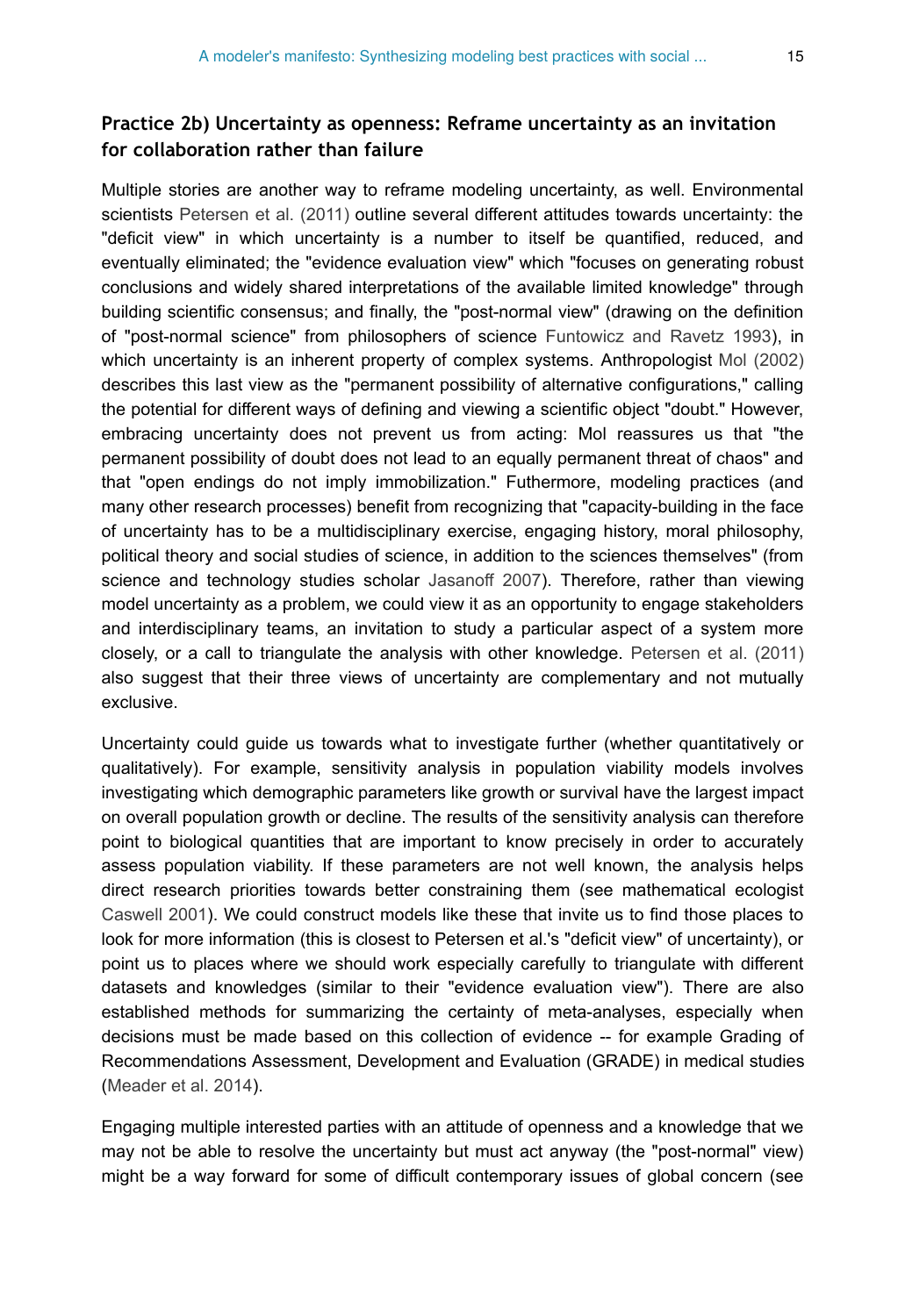### Practice 2b) Uncertainty as openness: Reframe uncertainty as an invitation for collaboration rather than failure

Multiple stories are another way to reframe modeling uncertainty, as well. Environmental scientists Petersen et al. (2011) outline several different attitudes towards uncertainty: the "deficit view" in which uncertainty is a number to itself be quantified, reduced, and eventually eliminated; the "evidence evaluation view" which "focuses on generating robust conclusions and widely shared interpretations of the available limited knowledge" through building scientific consensus; and finally, the "post-normal view" (drawing on the definition of "post-normal science" from philosophers of science Funtowicz and Ravetz 1993), in which uncertainty is an inherent property of complex systems. Anthropologist Mol (2002) describes this last view as the "permanent possibility of alternative configurations," calling the potential for different ways of defining and viewing a scientific object "doubt." However, embracing uncertainty does not prevent us from acting: Mol reassures us that "the permanent possibility of doubt does not lead to an equally permanent threat of chaos" and that "open endings do not imply immobilization." Futhermore, modeling practices (and many other research processes) benefit from recognizing that "capacity-building in the face of uncertainty has to be a multidisciplinary exercise, engaging history, moral philosophy, political theory and social studies of science, in addition to the sciences themselves" (from science and technology studies scholar Jasanoff 2007). Therefore, rather than viewing model uncertainty as a problem, we could view it as an opportunity to engage stakeholders and interdisciplinary teams, an invitation to study a particular aspect of a system more closely, or a call to triangulate the analysis with other knowledge. Petersen et al. (2011) also suggest that their three views of uncertainty are complementary and not mutually exclusive.

Uncertainty could guide us towards what to investigate further (whether quantitatively or qualitatively). For example, sensitivity analysis in population viability models involves investigating which demographic parameters like growth or survival have the largest impact on overall population growth or decline. The results of the sensitivity analysis can therefore point to biological quantities that are important to know precisely in order to accurately assess population viability. If these parameters are not well known, the analysis helps direct research priorities towards better constraining them (see mathematical ecologist Caswell 2001). We could construct models like these that invite us to find those places to look for more information (this is closest to Petersen et al.'s "deficit view" of uncertainty), or point us to places where we should work especially carefully to triangulate with different datasets and knowledges (similar to their "evidence evaluation view"). There are also established methods for summarizing the certainty of meta-analyses, especially when decisions must be made based on this collection of evidence -- for example Grading of Recommendations Assessment, Development and Evaluation (GRADE) in medical studies (Meader et al. 2014).

Engaging multiple interested parties with an attitude of openness and a knowledge that we may not be able to resolve the uncertainty but must act anyway (the "post-normal" view) might be a way forward for some of difficult contemporary issues of global concern (see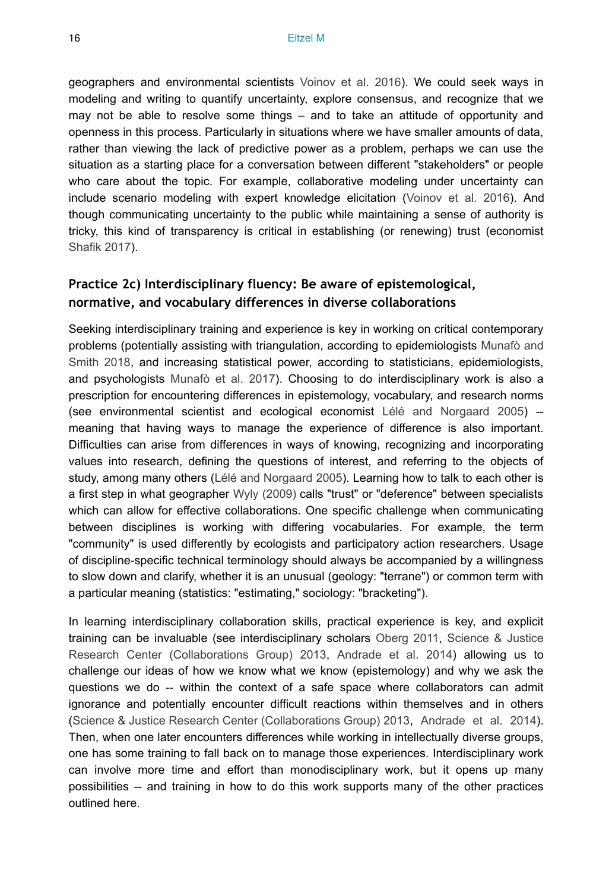geographers and environmental scientists Voinov et al. 2016). We could seek ways in modeling and writing to quantify uncertainty, explore consensus, and recognize that we may not be able to resolve some things – and to take an attitude of opportunity and openness in this process. Particularly in situations where we have smaller amounts of data, rather than viewing the lack of predictive power as a problem, perhaps we can use the situation as a starting place for a conversation between different "stakeholders" or people who care about the topic. For example, collaborative modeling under uncertainty can include scenario modeling with expert knowledge elicitation (Voinov et al. 2016). And though communicating uncertainty to the public while maintaining a sense of authority is tricky, this kind of transparency is critical in establishing (or renewing) trust (economist Shafik 2017).

### Practice 2c) Interdisciplinary fluency: Be aware of epistemological, normative, and vocabulary differences in diverse collaborations

Seeking interdisciplinary training and experience is key in working on critical contemporary problems (potentially assisting with triangulation, according to epidemiologists Munafò and Smith 2018, and increasing statistical power, according to statisticians, epidemiologists, and psychologists Munafò et al. 2017). Choosing to do interdisciplinary work is also a prescription for encountering differences in epistemology, vocabulary, and research norms (see environmental scientist and ecological economist Lélé and Norgaard 2005) -- meaning that having ways to manage the experience of difference is also important. Difficulties can arise from differences in ways of knowing, recognizing and incorporating values into research, defining the questions of interest, and referring to the objects of study, among many others (Lélé and Norgaard 2005). Learning how to talk to each other is a first step in what geographer Wyly (2009) calls "trust" or "deference" between specialists which can allow for effective collaborations. One specific challenge when communicating between disciplines is working with differing vocabularies. For example, the term "community" is used differently by ecologists and participatory action researchers. Usage of discipline-specific technical terminology should always be accompanied by a willingness to slow down and clarify, whether it is an unusual (geology: "terrane") or common term with a particular meaning (statistics: "estimating," sociology: "bracketing").

In learning interdisciplinary collaboration skills, practical experience is key, and explicit training can be invaluable (see interdisciplinary scholars Oberg 2011, Science & Justice Research Center (Collaborations Group) 2013, Andrade et al. 2014) allowing us to challenge our ideas of how we know what we know (epistemology) and why we ask the questions we do -- within the context of a safe space where collaborators can admit ignorance and potentially encounter difficult reactions within themselves and in others (Science & Justice Research Center (Collaborations Group) 2013, Andrade et al. 2014). Then, when one later encounters differences while working in intellectually diverse groups, one has some training to fall back on to manage those experiences. Interdisciplinary work can involve more time and effort than monodisciplinary work, but it opens up many possibilities -- and training in how to do this work supports many of the other practices outlined here.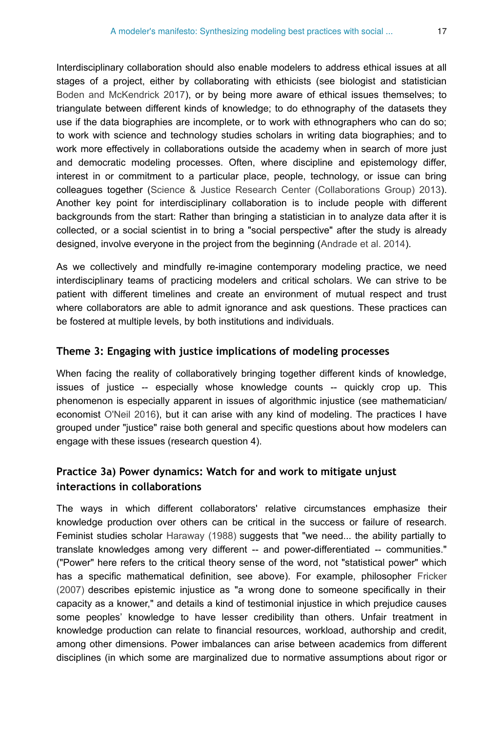Interdisciplinary collaboration should also enable modelers to address ethical issues at all stages of a project, either by collaborating with ethicists (see biologist and statistician Boden and McKendrick 2017), or by being more aware of ethical issues themselves; to triangulate between different kinds of knowledge; to do ethnography of the datasets they use if the data biographies are incomplete, or to work with ethnographers who can do so; to work with science and technology studies scholars in writing data biographies; and to work more effectively in collaborations outside the academy when in search of more just and democratic modeling processes. Often, where discipline and epistemology differ, interest in or commitment to a particular place, people, technology, or issue can bring colleagues together (Science & Justice Research Center (Collaborations Group) 2013). Another key point for interdisciplinary collaboration is to include people with different backgrounds from the start: Rather than bringing a statistician in to analyze data after it is collected, or a social scientist in to bring a "social perspective" after the study is already designed, involve everyone in the project from the beginning (Andrade et al. 2014).

As we collectively and mindfully re-imagine contemporary modeling practice, we need interdisciplinary teams of practicing modelers and critical scholars. We can strive to be patient with different timelines and create an environment of mutual respect and trust where collaborators are able to admit ignorance and ask questions. These practices can be fostered at multiple levels, by both institutions and individuals.

### Theme 3: Engaging with justice implications of modeling processes

When facing the reality of collaboratively bringing together different kinds of knowledge, issues of justice -- especially whose knowledge counts -- quickly crop up. This phenomenon is especially apparent in issues of algorithmic injustice (see mathematician/economist O'Neil 2016), but it can arise with any kind of modeling. The practices I have grouped under "justice" raise both general and specific questions about how modelers can engage with these issues (research question 4).

### Practice 3a) Power dynamics: Watch for and work to mitigate unjust interactions in collaborations

The ways in which different collaborators' relative circumstances emphasize their knowledge production over others can be critical in the success or failure of research. Feminist studies scholar Haraway (1988) suggests that "we need... the ability partially to translate knowledges among very different -- and power-differentiated -- communities." ("Power" here refers to the critical theory sense of the word, not "statistical power" which has a specific mathematical definition, see above). For example, philosopher Fricker (2007) describes epistemic injustice as "a wrong done to someone specifically in their capacity as a knower," and details a kind of testimonial injustice in which prejudice causes some peoples' knowledge to have lesser credibility than others. Unfair treatment in knowledge production can relate to financial resources, workload, authorship and credit, among other dimensions. Power imbalances can arise between academics from different disciplines (in which some are marginalized due to normative assumptions about rigor or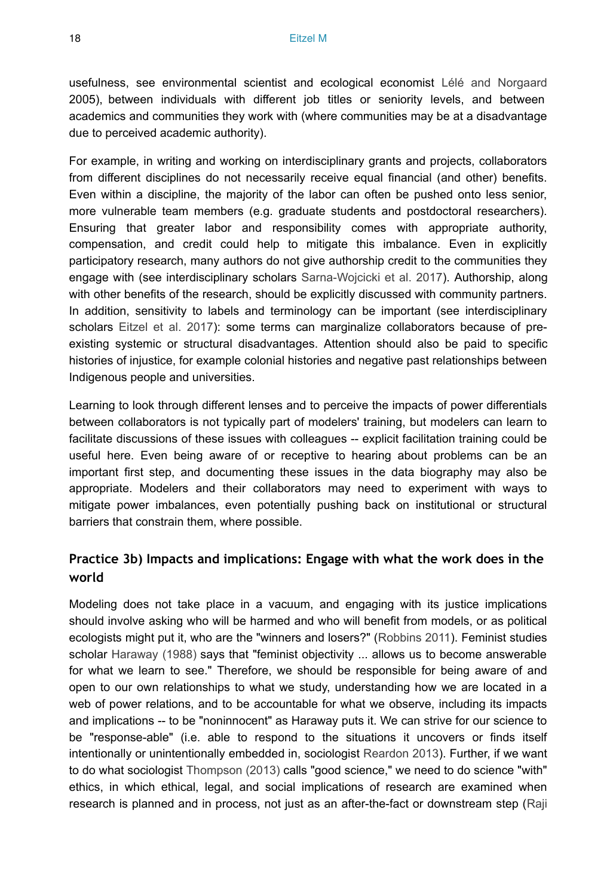usefulness, see environmental scientist and ecological economist Lélé and Norgaard 2005), between individuals with different job titles or seniority levels, and between academics and communities they work with (where communities may be at a disadvantage due to perceived academic authority).

For example, in writing and working on interdisciplinary grants and projects, collaborators from different disciplines do not necessarily receive equal financial (and other) benefits. Even within a discipline, the majority of the labor can often be pushed onto less senior, more vulnerable team members (e.g. graduate students and postdoctoral researchers). Ensuring that greater labor and responsibility comes with appropriate authority, compensation, and credit could help to mitigate this imbalance. Even in explicitly participatory research, many authors do not give authorship credit to the communities they engage with (see interdisciplinary scholars Sarna-Wojcicki et al. 2017). Authorship, along with other benefits of the research, should be explicitly discussed with community partners. In addition, sensitivity to labels and terminology can be important (see interdisciplinary scholars Eitzel et al. 2017): some terms can marginalize collaborators because of pre-existing systemic or structural disadvantages. Attention should also be paid to specific histories of injustice, for example colonial histories and negative past relationships between Indigenous people and universities.

Learning to look through different lenses and to perceive the impacts of power differentials between collaborators is not typically part of modelers' training, but modelers can learn to facilitate discussions of these issues with colleagues -- explicit facilitation training could be useful here. Even being aware of or receptive to hearing about problems can be an important first step, and documenting these issues in the data biography may also be appropriate. Modelers and their collaborators may need to experiment with ways to mitigate power imbalances, even potentially pushing back on institutional or structural barriers that constrain them, where possible.

## Practice 3b) Impacts and implications: Engage with what the work does in the world

Modeling does not take place in a vacuum, and engaging with its justice implications should involve asking who will be harmed and who will benefit from models, or as political ecologists might put it, who are the "winners and losers?" (Robbins 2011). Feminist studies scholar Haraway (1988) says that "feminist objectivity ... allows us to become answerable for what we learn to see." Therefore, we should be responsible for being aware of and open to our own relationships to what we study, understanding how we are located in a web of power relations, and to be accountable for what we observe, including its impacts and implications -- to be "noninnocent" as Haraway puts it. We can strive for our science to be "response-able" (i.e. able to respond to the situations it uncovers or finds itself intentionally or unintentionally embedded in, sociologist Reardon 2013). Further, if we want to do what sociologist Thompson (2013) calls "good science," we need to do science "with" ethics, in which ethical, legal, and social implications of research are examined when research is planned and in process, not just as an after-the-fact or downstream step (Raji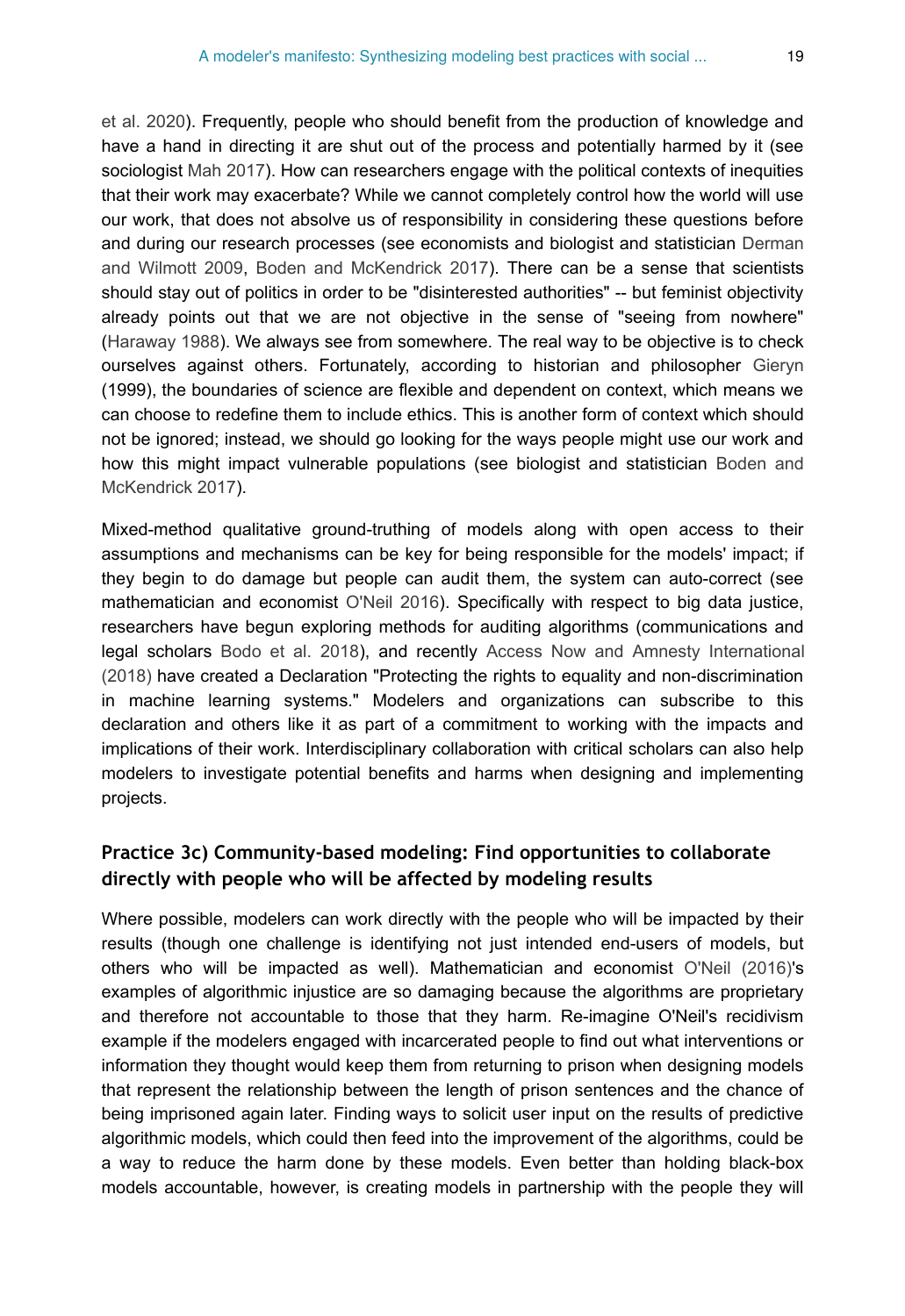et al. 2020). Frequently, people who should benefit from the production of knowledge and have a hand in directing it are shut out of the process and potentially harmed by it (see sociologist Mah 2017). How can researchers engage with the political contexts of inequities that their work may exacerbate? While we cannot completely control how the world will use our work, that does not absolve us of responsibility in considering these questions before and during our research processes (see economists and biologist and statistician Derman and Wilmott 2009, Boden and McKendrick 2017). There can be a sense that scientists should stay out of politics in order to be "disinterested authorities" -- but feminist objectivity already points out that we are not objective in the sense of "seeing from nowhere" (Haraway 1988). We always see from somewhere. The real way to be objective is to check ourselves against others. Fortunately, according to historian and philosopher Gieryn (1999), the boundaries of science are flexible and dependent on context, which means we can choose to redefine them to include ethics. This is another form of context which should not be ignored; instead, we should go looking for the ways people might use our work and how this might impact vulnerable populations (see biologist and statistician Boden and McKendrick 2017).

Mixed-method qualitative ground-truthing of models along with open access to their assumptions and mechanisms can be key for being responsible for the models' impact; if they begin to do damage but people can audit them, the system can auto-correct (see mathematician and economist O'Neil 2016). Specifically with respect to big data justice, researchers have begun exploring methods for auditing algorithms (communications and legal scholars Bodo et al. 2018), and recently Access Now and Amnesty International (2018) have created a Declaration "Protecting the rights to equality and non-discrimination in machine learning systems." Modelers and organizations can subscribe to this declaration and others like it as part of a commitment to working with the impacts and implications of their work. Interdisciplinary collaboration with critical scholars can also help modelers to investigate potential benefits and harms when designing and implementing projects.

### Practice 3c) Community-based modeling: Find opportunities to collaborate directly with people who will be affected by modeling results

Where possible, modelers can work directly with the people who will be impacted by their results (though one challenge is identifying not just intended end-users of models, but others who will be impacted as well). Mathematician and economist O'Neil (2016)'s examples of algorithmic injustice are so damaging because the algorithms are proprietary and therefore not accountable to those that they harm. Re-imagine O'Neil's recidivism example if the modelers engaged with incarcerated people to find out what interventions or information they thought would keep them from returning to prison when designing models that represent the relationship between the length of prison sentences and the chance of being imprisoned again later. Finding ways to solicit user input on the results of predictive algorithmic models, which could then feed into the improvement of the algorithms, could be a way to reduce the harm done by these models. Even better than holding black-box models accountable, however, is creating models in partnership with the people they will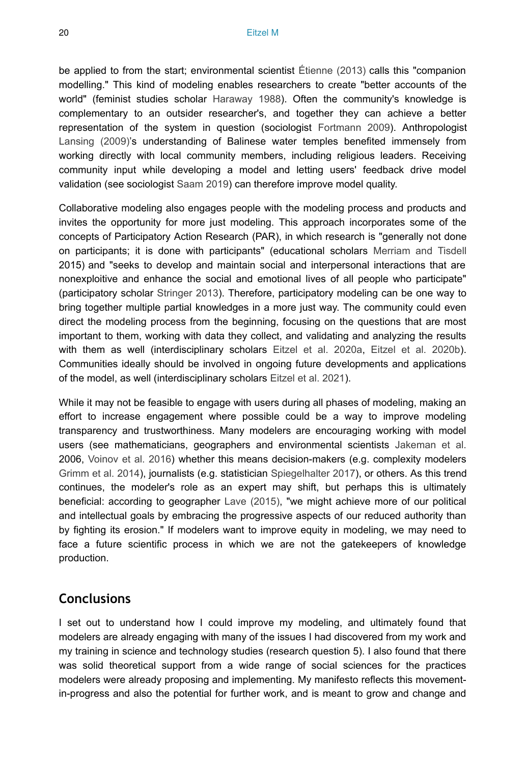be applied to from the start; environmental scientist Étienne (2013) calls this "companion modelling." This kind of modeling enables researchers to create "better accounts of the world" (feminist studies scholar Haraway 1988). Often the community's knowledge is complementary to an outsider researcher's, and together they can achieve a better representation of the system in question (sociologist Fortmann 2009). Anthropologist Lansing (2009)'s understanding of Balinese water temples benefited immensely from working directly with local community members, including religious leaders. Receiving community input while developing a model and letting users' feedback drive model validation (see sociologist Saam 2019) can therefore improve model quality.

Collaborative modeling also engages people with the modeling process and products and invites the opportunity for more just modeling. This approach incorporates some of the concepts of Participatory Action Research (PAR), in which research is "generally not done on participants; it is done with participants" (educational scholars Merriam and Tisdell 2015) and "seeks to develop and maintain social and interpersonal interactions that are nonexploitive and enhance the social and emotional lives of all people who participate" (participatory scholar Stringer 2013). Therefore, participatory modeling can be one way to bring together multiple partial knowledges in a more just way. The community could even direct the modeling process from the beginning, focusing on the questions that are most important to them, working with data they collect, and validating and analyzing the results with them as well (interdisciplinary scholars Eitzel et al. 2020a, Eitzel et al. 2020b). Communities ideally should be involved in ongoing future developments and applications of the model, as well (interdisciplinary scholars Eitzel et al. 2021).

While it may not be feasible to engage with users during all phases of modeling, making an effort to increase engagement where possible could be a way to improve modeling transparency and trustworthiness. Many modelers are encouraging working with model users (see mathematicians, geographers and environmental scientists Jakeman et al. 2006, Voinov et al. 2016) whether this means decision-makers (e.g. complexity modelers Grimm et al. 2014), journalists (e.g. statistician Spiegelhalter 2017), or others. As this trend continues, the modeler's role as an expert may shift, but perhaps this is ultimately beneficial: according to geographer Lave (2015), "we might achieve more of our political and intellectual goals by embracing the progressive aspects of our reduced authority than by fighting its erosion." If modelers want to improve equity in modeling, we may need to face a future scientific process in which we are not the gatekeepers of knowledge production.

## Conclusions

I set out to understand how I could improve my modeling, and ultimately found that modelers are already engaging with many of the issues I had discovered from my work and my training in science and technology studies (research question 5). I also found that there was solid theoretical support from a wide range of social sciences for the practices modelers were already proposing and implementing. My manifesto reflects this movement-in-progress and also the potential for further work, and is meant to grow and change and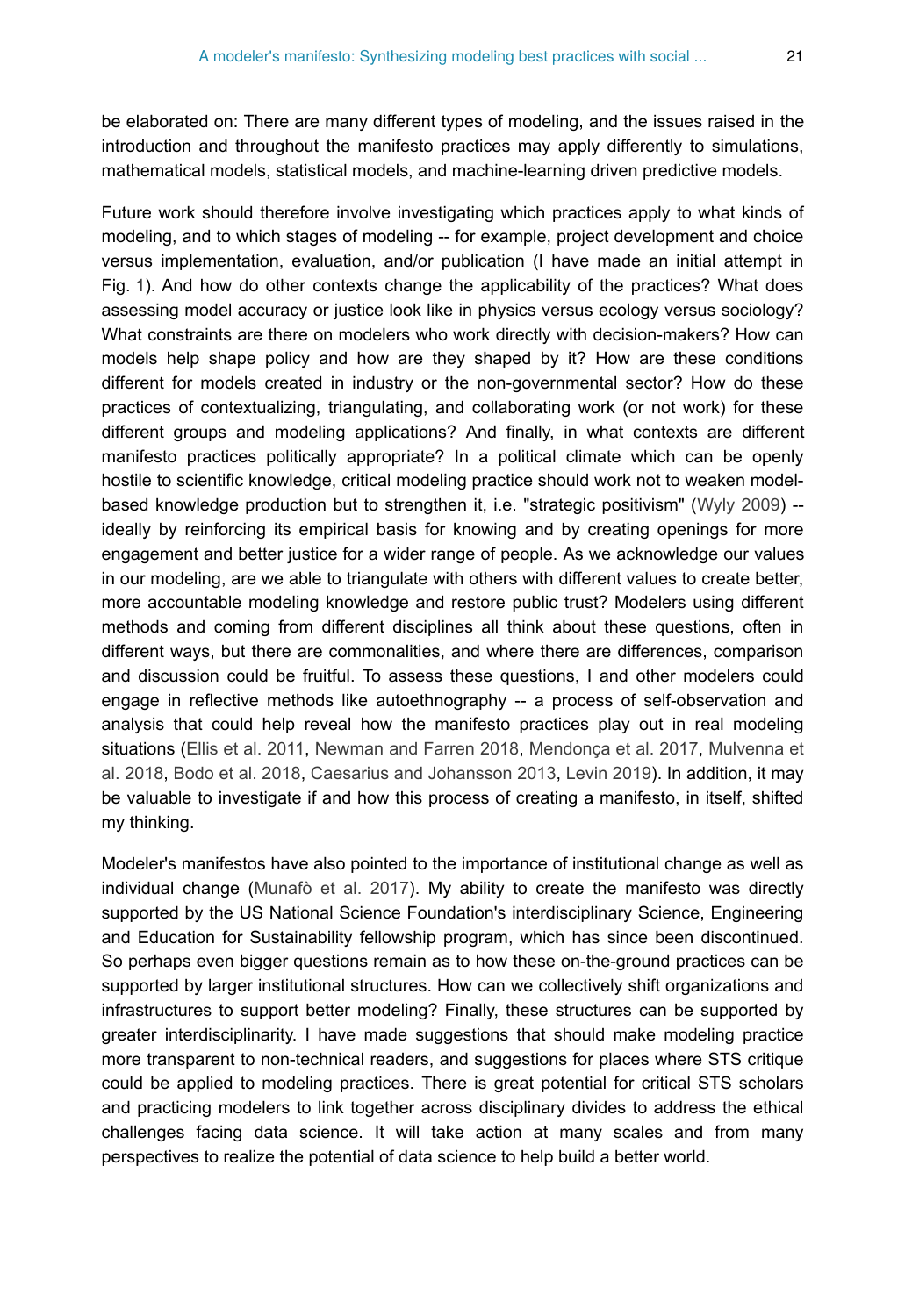be elaborated on: There are many different types of modeling, and the issues raised in the introduction and throughout the manifesto practices may apply differently to simulations, mathematical models, statistical models, and machine-learning driven predictive models.

Future work should therefore involve investigating which practices apply to what kinds of modeling, and to which stages of modeling -- for example, project development and choice versus implementation, evaluation, and/or publication (I have made an initial attempt in Fig. 1). And how do other contexts change the applicability of the practices? What does assessing model accuracy or justice look like in physics versus ecology versus sociology? What constraints are there on modelers who work directly with decision-makers? How can models help shape policy and how are they shaped by it? How are these conditions different for models created in industry or the non-governmental sector? How do these practices of contextualizing, triangulating, and collaborating work (or not work) for these different groups and modeling applications? And finally, in what contexts are different manifesto practices politically appropriate? In a political climate which can be openly hostile to scientific knowledge, critical modeling practice should work not to weaken model-based knowledge production but to strengthen it, i.e. "strategic positivism" (Wyly 2009) -- ideally by reinforcing its empirical basis for knowing and by creating openings for more engagement and better justice for a wider range of people. As we acknowledge our values in our modeling, are we able to triangulate with others with different values to create better, more accountable modeling knowledge and restore public trust? Modelers using different methods and coming from different disciplines all think about these questions, often in different ways, but there are commonalities, and where there are differences, comparison and discussion could be fruitful. To assess these questions, I and other modelers could engage in reflective methods like autoethnography -- a process of self-observation and analysis that could help reveal how the manifesto practices play out in real modeling situations (Ellis et al. 2011, Newman and Farren 2018, Mendonça et al. 2017, Mulvenna et al. 2018, Bodo et al. 2018, Caesarius and Johansson 2013, Levin 2019). In addition, it may be valuable to investigate if and how this process of creating a manifesto, in itself, shifted my thinking.

Modeler's manifestos have also pointed to the importance of institutional change as well as individual change (Munafò et al. 2017). My ability to create the manifesto was directly supported by the US National Science Foundation's interdisciplinary Science, Engineering and Education for Sustainability fellowship program, which has since been discontinued. So perhaps even bigger questions remain as to how these on-the-ground practices can be supported by larger institutional structures. How can we collectively shift organizations and infrastructures to support better modeling? Finally, these structures can be supported by greater interdisciplinarity. I have made suggestions that should make modeling practice more transparent to non-technical readers, and suggestions for places where STS critique could be applied to modeling practices. There is great potential for critical STS scholars and practicing modelers to link together across disciplinary divides to address the ethical challenges facing data science. It will take action at many scales and from many perspectives to realize the potential of data science to help build a better world.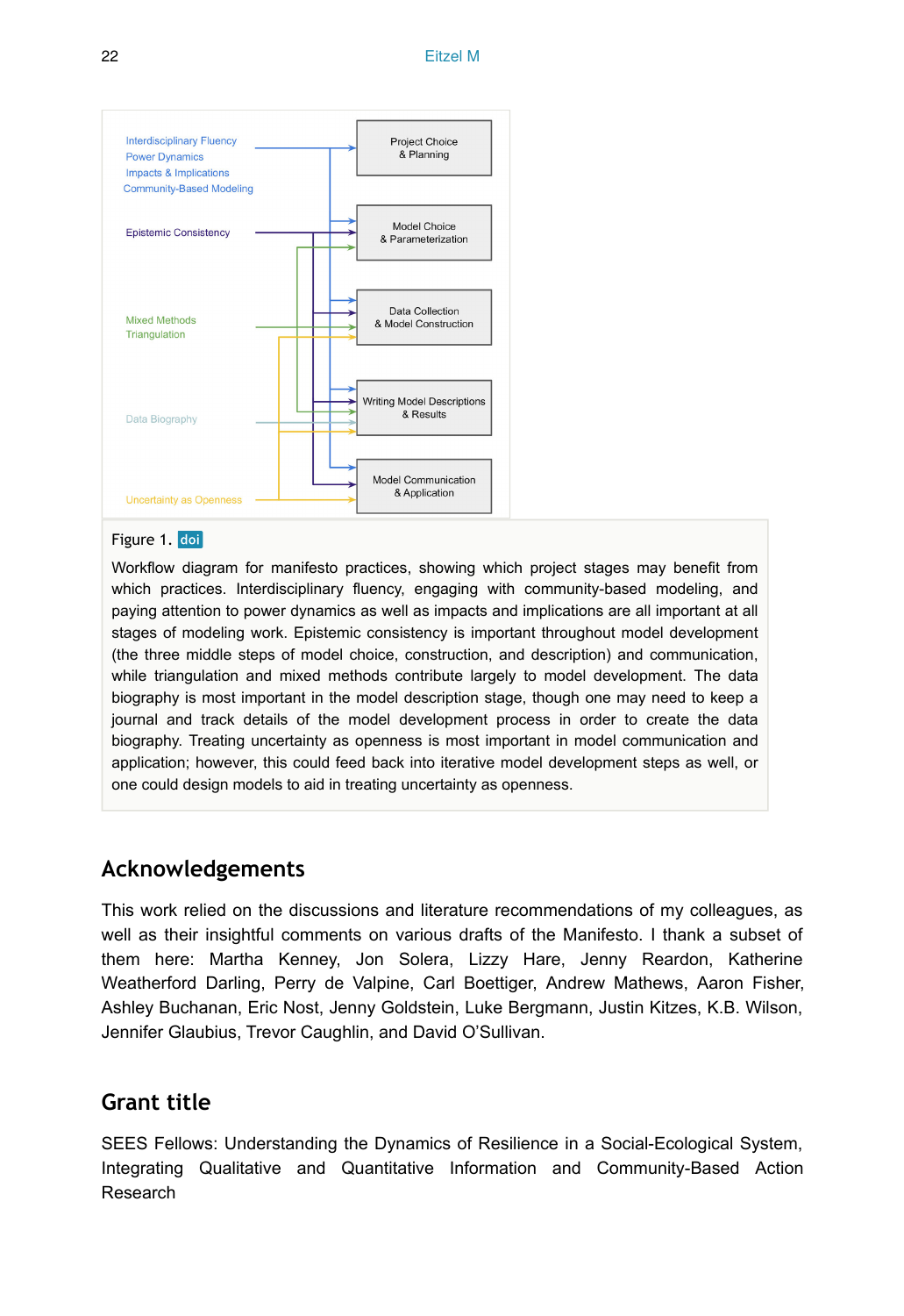Interdisciplinary Fluency
Power Dynamics
Impacts & Implications
Community-Based Modeling

Epistemic Consistency

Mixed Methods
Triangulation

Data Biography

Uncertainty as Openness

Project Choice & Planning

Model Choice & Parameterization

Data Collection & Model Construction

Writing Model Descriptions & Results

Model Communication & Application

Figure 1. doi

Workflow diagram for manifesto practices, showing which project stages may benefit from which practices. Interdisciplinary fluency, engaging with community-based modeling, and paying attention to power dynamics as well as impacts and implications are all important at all stages of modeling work. Epistemic consistency is important throughout model development (the three middle steps of model choice, construction, and description) and communication, while triangulation and mixed methods contribute largely to model development. The data biography is most important in the model description stage, though one may need to keep a journal and track details of the model development process in order to create the data biography. Treating uncertainty as openness is most important in model communication and application; however, this could feed back into iterative model development steps as well, or one could design models to aid in treating uncertainty as openness.

## Acknowledgements

This work relied on the discussions and literature recommendations of my colleagues, as well as their insightful comments on various drafts of the Manifesto. I thank a subset of them here: Martha Kenney, Jon Solera, Lizzy Hare, Jenny Reardon, Katherine Weatherford Darling, Perry de Valpine, Carl Boettiger, Andrew Mathews, Aaron Fisher, Ashley Buchanan, Eric Nost, Jenny Goldstein, Luke Bergmann, Justin Kitzes, K.B. Wilson, Jennifer Glaubius, Trevor Caughlin, and David O'Sullivan.

## Grant title

SEES Fellows: Understanding the Dynamics of Resilience in a Social-Ecological System, Integrating Qualitative and Quantitative Information and Community-Based Action Research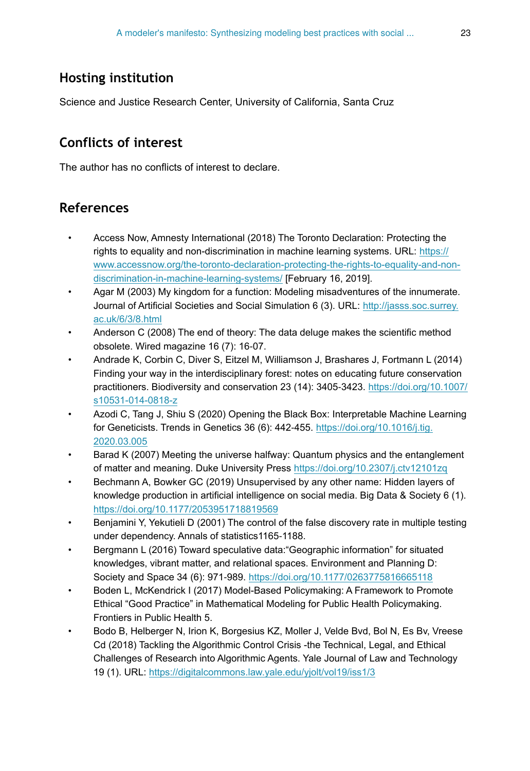## Hosting institution

Science and Justice Research Center, University of California, Santa Cruz

## Conflicts of interest

The author has no conflicts of interest to declare.

## References

- Access Now, Amnesty International (2018) The Toronto Declaration: Protecting the rights to equality and non-discrimination in machine learning systems. URL: https://www.accessnow.org/the-toronto-declaration-protecting-the-rights-to-equality-and-non-discrimination-in-machine-learning-systems/ [February 16, 2019].
- Agar M (2003) My kingdom for a function: Modeling misadventures of the innumerate. Journal of Artificial Societies and Social Simulation 6 (3). URL: http://jasss.soc.surrey.ac.uk/6/3/8.html
- Anderson C (2008) The end of theory: The data deluge makes the scientific method obsolete. Wired magazine 16 (7): 16-07.
- Andrade K, Corbin C, Diver S, Eitzel M, Williamson J, Brashares J, Fortmann L (2014) Finding your way in the interdisciplinary forest: notes on educating future conservation practitioners. Biodiversity and conservation 23 (14): 3405-3423. https://doi.org/10.1007/s10531-014-0818-z
- Azodi C, Tang J, Shiu S (2020) Opening the Black Box: Interpretable Machine Learning for Geneticists. Trends in Genetics 36 (6): 442-455. https://doi.org/10.1016/j.tig.2020.03.005
- Barad K (2007) Meeting the universe halfway: Quantum physics and the entanglement of matter and meaning. Duke University Press https://doi.org/10.2307/j.ctv12101zq
- Bechmann A, Bowker GC (2019) Unsupervised by any other name: Hidden layers of knowledge production in artificial intelligence on social media. Big Data & Society 6 (1). https://doi.org/10.1177/2053951718819569
- Benjamini Y, Yekutieli D (2001) The control of the false discovery rate in multiple testing under dependency. Annals of statistics1165-1188.
- Bergmann L (2016) Toward speculative data:"Geographic information" for situated knowledges, vibrant matter, and relational spaces. Environment and Planning D: Society and Space 34 (6): 971-989. https://doi.org/10.1177/0263775816665118
- Boden L, McKendrick I (2017) Model-Based Policymaking: A Framework to Promote Ethical "Good Practice" in Mathematical Modeling for Public Health Policymaking. Frontiers in Public Health 5.
- Bodo B, Helberger N, Irion K, Borgesius KZ, Moller J, Velde Bvd, Bol N, Es Bv, Vreese Cd (2018) Tackling the Algorithmic Control Crisis -the Technical, Legal, and Ethical Challenges of Research into Algorithmic Agents. Yale Journal of Law and Technology 19 (1). URL: https://digitalcommons.law.yale.edu/yjolt/vol19/iss1/3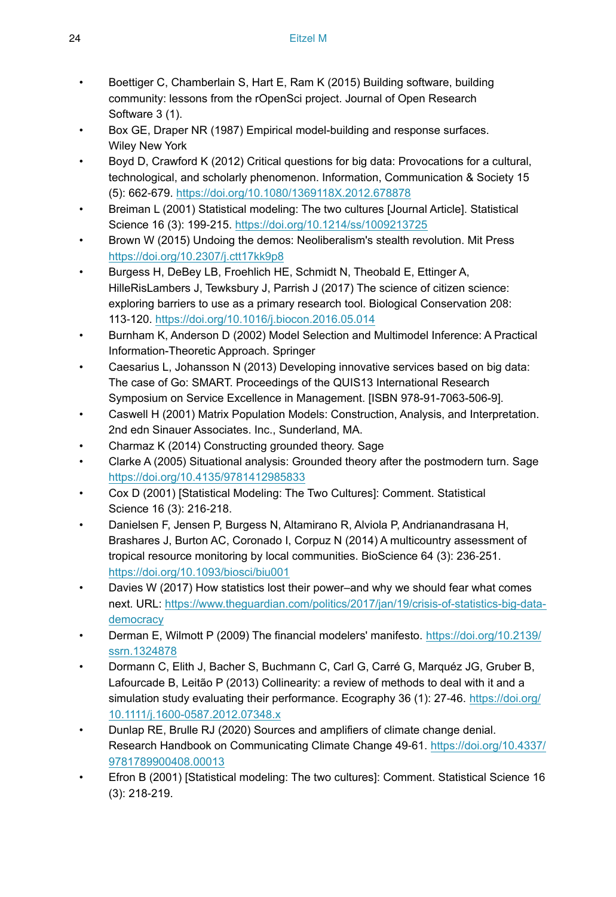- Boettiger C, Chamberlain S, Hart E, Ram K (2015) Building software, building community: lessons from the rOpenSci project. Journal of Open Research Software 3 (1).
- Box GE, Draper NR (1987) Empirical model-building and response surfaces. Wiley New York
- Boyd D, Crawford K (2012) Critical questions for big data: Provocations for a cultural, technological, and scholarly phenomenon. Information, Communication & Society 15 (5): 662-679. https://doi.org/10.1080/1369118X.2012.678878
- Breiman L (2001) Statistical modeling: The two cultures [Journal Article]. Statistical Science 16 (3): 199-215. https://doi.org/10.1214/ss/1009213725
- Brown W (2015) Undoing the demos: Neoliberalism's stealth revolution. Mit Press https://doi.org/10.2307/j.ctt17kk9p8
- Burgess H, DeBey LB, Froehlich HE, Schmidt N, Theobald E, Ettinger A, HilleRisLambers J, Tewksbury J, Parrish J (2017) The science of citizen science: exploring barriers to use as a primary research tool. Biological Conservation 208: 113-120. https://doi.org/10.1016/j.biocon.2016.05.014
- Burnham K, Anderson D (2002) Model Selection and Multimodel Inference: A Practical Information-Theoretic Approach. Springer
- Caesarius L, Johansson N (2013) Developing innovative services based on big data: The case of Go: SMART. Proceedings of the QUIS13 International Research Symposium on Service Excellence in Management. [ISBN 978-91-7063-506-9].
- Caswell H (2001) Matrix Population Models: Construction, Analysis, and Interpretation. 2nd edn Sinauer Associates. Inc., Sunderland, MA.
- Charmaz K (2014) Constructing grounded theory. Sage
- Clarke A (2005) Situational analysis: Grounded theory after the postmodern turn. Sage https://doi.org/10.4135/9781412985833
- Cox D (2001) [Statistical Modeling: The Two Cultures]: Comment. Statistical Science 16 (3): 216-218.
- Danielsen F, Jensen P, Burgess N, Altamirano R, Alviola P, Andrianandrasana H, Brashares J, Burton AC, Coronado I, Corpuz N (2014) A multicountry assessment of tropical resource monitoring by local communities. BioScience 64 (3): 236-251. https://doi.org/10.1093/biosci/biu001
- Davies W (2017) How statistics lost their power–and why we should fear what comes next. URL: https://www.theguardian.com/politics/2017/jan/19/crisis-of-statistics-big-data-democracy
- Derman E, Wilmott P (2009) The financial modelers' manifesto. https://doi.org/10.2139/ssrn.1324878
- Dormann C, Elith J, Bacher S, Buchmann C, Carl G, Carré G, Marquéz JG, Gruber B, Lafourcade B, Leitão P (2013) Collinearity: a review of methods to deal with it and a simulation study evaluating their performance. Ecography 36 (1): 27-46. https://doi.org/10.1111/j.1600-0587.2012.07348.x
- Dunlap RE, Brulle RJ (2020) Sources and amplifiers of climate change denial. Research Handbook on Communicating Climate Change 49-61. https://doi.org/10.4337/9781789900408.00013
- Efron B (2001) [Statistical modeling: The two cultures]: Comment. Statistical Science 16 (3): 218-219.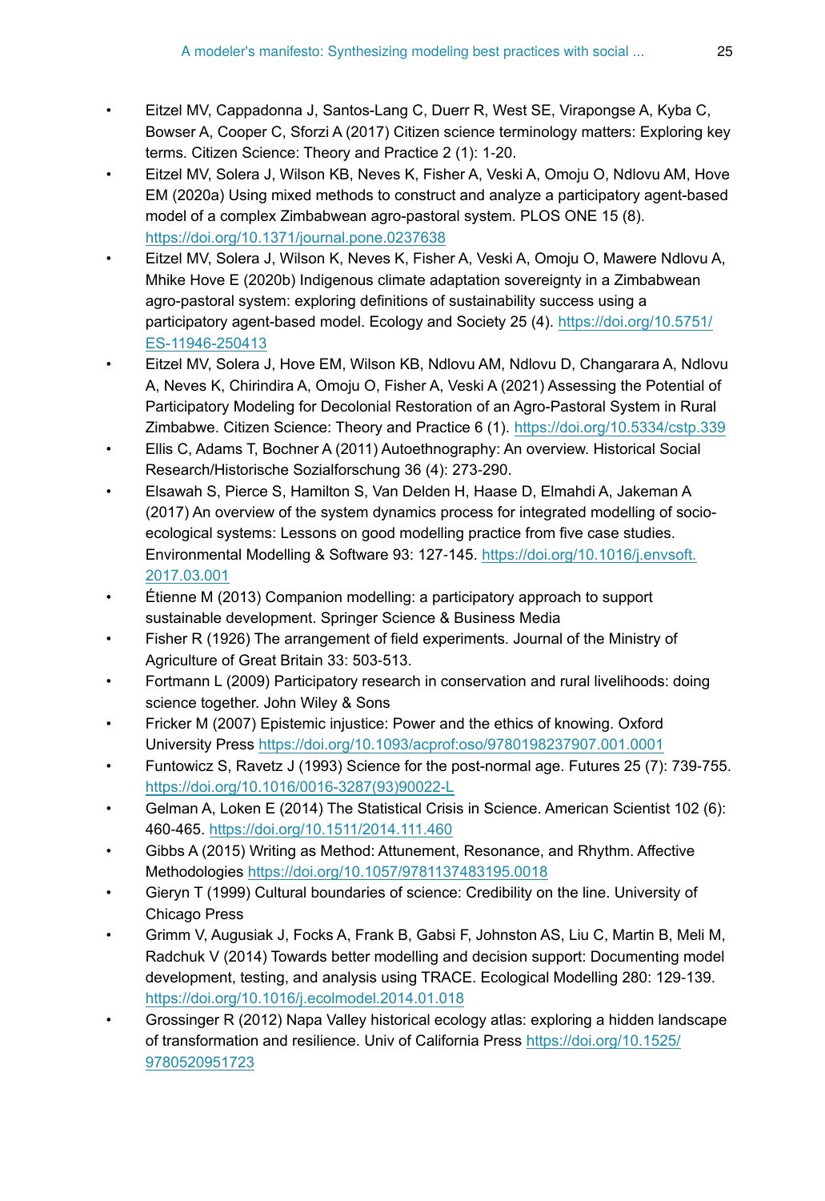- Eitzel MV, Cappadonna J, Santos-Lang C, Duerr R, West SE, Virapongse A, Kyba C, Bowser A, Cooper C, Sforzi A (2017) Citizen science terminology matters: Exploring key terms. Citizen Science: Theory and Practice 2 (1): 1-20.
- Eitzel MV, Solera J, Wilson KB, Neves K, Fisher A, Veski A, Omoju O, Ndlovu AM, Hove EM (2020a) Using mixed methods to construct and analyze a participatory agent-based model of a complex Zimbabwean agro-pastoral system. PLOS ONE 15 (8). https://doi.org/10.1371/journal.pone.0237638
- Eitzel MV, Solera J, Wilson K, Neves K, Fisher A, Veski A, Omoju O, Mawere Ndlovu A, Mhike Hove E (2020b) Indigenous climate adaptation sovereignty in a Zimbabwean agro-pastoral system: exploring definitions of sustainability success using a participatory agent-based model. Ecology and Society 25 (4). https://doi.org/10.5751/ES-11946-250413
- Eitzel MV, Solera J, Hove EM, Wilson KB, Ndlovu AM, Ndlovu D, Changarara A, Ndlovu A, Neves K, Chirindira A, Omoju O, Fisher A, Veski A (2021) Assessing the Potential of Participatory Modeling for Decolonial Restoration of an Agro-Pastoral System in Rural Zimbabwe. Citizen Science: Theory and Practice 6 (1). https://doi.org/10.5334/cstp.339
- Ellis C, Adams T, Bochner A (2011) Autoethnography: An overview. Historical Social Research/Historische Sozialforschung 36 (4): 273-290.
- Elsawah S, Pierce S, Hamilton S, Van Delden H, Haase D, Elmahdi A, Jakeman A (2017) An overview of the system dynamics process for integrated modelling of socio-ecological systems: Lessons on good modelling practice from five case studies. Environmental Modelling & Software 93: 127-145. https://doi.org/10.1016/j.envsoft.2017.03.001
- Étienne M (2013) Companion modelling: a participatory approach to support sustainable development. Springer Science & Business Media
- Fisher R (1926) The arrangement of field experiments. Journal of the Ministry of Agriculture of Great Britain 33: 503-513.
- Fortmann L (2009) Participatory research in conservation and rural livelihoods: doing science together. John Wiley & Sons
- Fricker M (2007) Epistemic injustice: Power and the ethics of knowing. Oxford University Press https://doi.org/10.1093/acprof:oso/9780198237907.001.0001
- Funtowicz S, Ravetz J (1993) Science for the post-normal age. Futures 25 (7): 739-755. https://doi.org/10.1016/0016-3287(93)90022-L
- Gelman A, Loken E (2014) The Statistical Crisis in Science. American Scientist 102 (6): 460-465. https://doi.org/10.1511/2014.111.460
- Gibbs A (2015) Writing as Method: Attunement, Resonance, and Rhythm. Affective Methodologies https://doi.org/10.1057/9781137483195.0018
- Gieryn T (1999) Cultural boundaries of science: Credibility on the line. University of Chicago Press
- Grimm V, Augusiak J, Focks A, Frank B, Gabsi F, Johnston AS, Liu C, Martin B, Meli M, Radchuk V (2014) Towards better modelling and decision support: Documenting model development, testing, and analysis using TRACE. Ecological Modelling 280: 129-139. https://doi.org/10.1016/j.ecolmodel.2014.01.018
- Grossinger R (2012) Napa Valley historical ecology atlas: exploring a hidden landscape of transformation and resilience. Univ of California Press https://doi.org/10.1525/9780520951723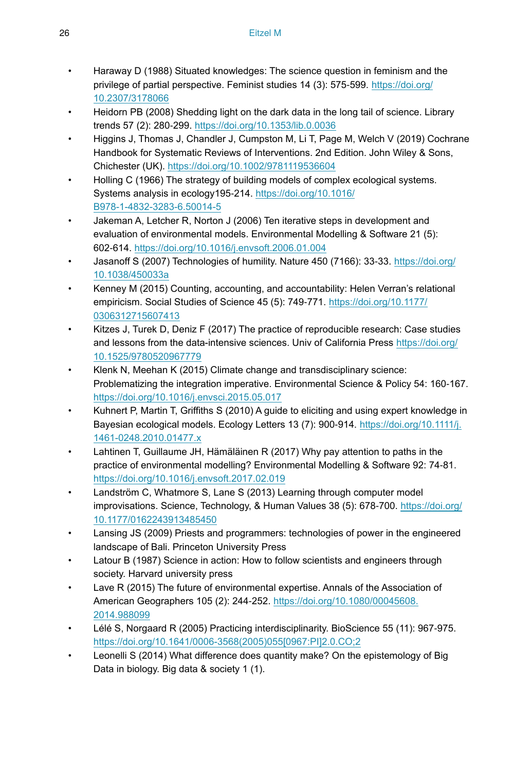- Haraway D (1988) Situated knowledges: The science question in feminism and the privilege of partial perspective. Feminist studies 14 (3): 575-599. https://doi.org/10.2307/3178066
- Heidorn PB (2008) Shedding light on the dark data in the long tail of science. Library trends 57 (2): 280-299. https://doi.org/10.1353/lib.0.0036
- Higgins J, Thomas J, Chandler J, Cumpston M, Li T, Page M, Welch V (2019) Cochrane Handbook for Systematic Reviews of Interventions. 2nd Edition. John Wiley & Sons, Chichester (UK). https://doi.org/10.1002/9781119536604
- Holling C (1966) The strategy of building models of complex ecological systems. Systems analysis in ecology195-214. https://doi.org/10.1016/B978-1-4832-3283-6.50014-5
- Jakeman A, Letcher R, Norton J (2006) Ten iterative steps in development and evaluation of environmental models. Environmental Modelling & Software 21 (5): 602-614. https://doi.org/10.1016/j.envsoft.2006.01.004
- Jasanoff S (2007) Technologies of humility. Nature 450 (7166): 33-33. https://doi.org/10.1038/450033a
- Kenney M (2015) Counting, accounting, and accountability: Helen Verran's relational empiricism. Social Studies of Science 45 (5): 749-771. https://doi.org/10.1177/0306312715607413
- Kitzes J, Turek D, Deniz F (2017) The practice of reproducible research: Case studies and lessons from the data-intensive sciences. Univ of California Press https://doi.org/10.1525/9780520967779
- Klenk N, Meehan K (2015) Climate change and transdisciplinary science: Problematizing the integration imperative. Environmental Science & Policy 54: 160-167. https://doi.org/10.1016/j.envsci.2015.05.017
- Kuhnert P, Martin T, Griffiths S (2010) A guide to eliciting and using expert knowledge in Bayesian ecological models. Ecology Letters 13 (7): 900-914. https://doi.org/10.1111/j.1461-0248.2010.01477.x
- Lahtinen T, Guillaume JH, Hämäläinen R (2017) Why pay attention to paths in the practice of environmental modelling? Environmental Modelling & Software 92: 74-81. https://doi.org/10.1016/j.envsoft.2017.02.019
- Landström C, Whatmore S, Lane S (2013) Learning through computer model improvisations. Science, Technology, & Human Values 38 (5): 678-700. https://doi.org/10.1177/0162243913485450
- Lansing JS (2009) Priests and programmers: technologies of power in the engineered landscape of Bali. Princeton University Press
- Latour B (1987) Science in action: How to follow scientists and engineers through society. Harvard university press
- Lave R (2015) The future of environmental expertise. Annals of the Association of American Geographers 105 (2): 244-252. https://doi.org/10.1080/00045608.2014.988099
- Lélé S, Norgaard R (2005) Practicing interdisciplinarity. BioScience 55 (11): 967-975. https://doi.org/10.1641/0006-3568(2005)055[0967:PI]2.0.CO;2
- Leonelli S (2014) What difference does quantity make? On the epistemology of Big Data in biology. Big data & society 1 (1).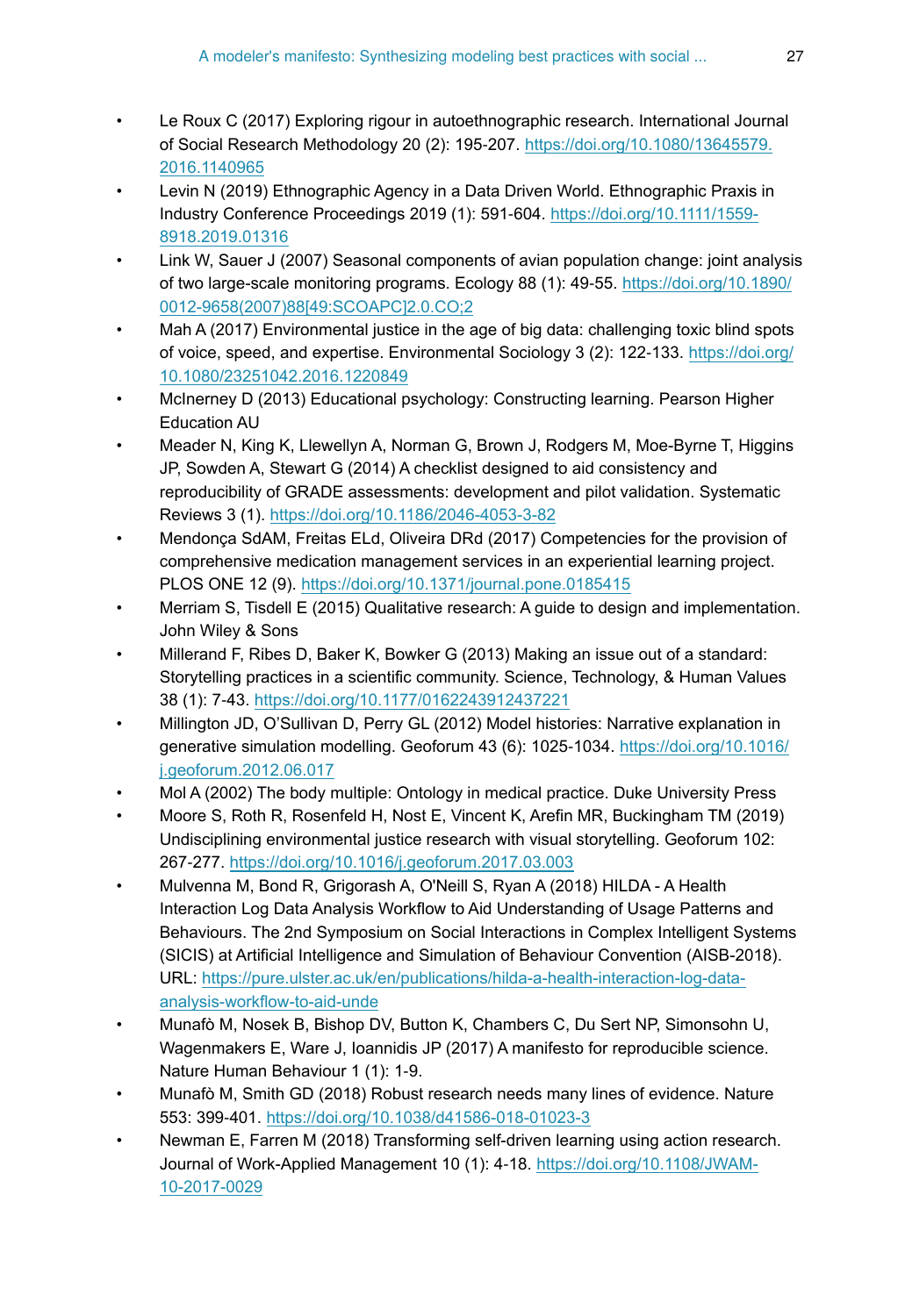- Le Roux C (2017) Exploring rigour in autoethnographic research. International Journal of Social Research Methodology 20 (2): 195-207. https://doi.org/10.1080/13645579.2016.1140965
- Levin N (2019) Ethnographic Agency in a Data Driven World. Ethnographic Praxis in Industry Conference Proceedings 2019 (1): 591-604. https://doi.org/10.1111/1559-8918.2019.01316
- Link W, Sauer J (2007) Seasonal components of avian population change: joint analysis of two large-scale monitoring programs. Ecology 88 (1): 49-55. https://doi.org/10.1890/0012-9658(2007)88[49:SCOAPC]2.0.CO;2
- Mah A (2017) Environmental justice in the age of big data: challenging toxic blind spots of voice, speed, and expertise. Environmental Sociology 3 (2): 122-133. https://doi.org/10.1080/23251042.2016.1220849
- McInerney D (2013) Educational psychology: Constructing learning. Pearson Higher Education AU
- Meader N, King K, Llewellyn A, Norman G, Brown J, Rodgers M, Moe-Byrne T, Higgins JP, Sowden A, Stewart G (2014) A checklist designed to aid consistency and reproducibility of GRADE assessments: development and pilot validation. Systematic Reviews 3 (1). https://doi.org/10.1186/2046-4053-3-82
- Mendonça SdAM, Freitas ELd, Oliveira DRd (2017) Competencies for the provision of comprehensive medication management services in an experiential learning project. PLOS ONE 12 (9). https://doi.org/10.1371/journal.pone.0185415
- Merriam S, Tisdell E (2015) Qualitative research: A guide to design and implementation. John Wiley & Sons
- Millerand F, Ribes D, Baker K, Bowker G (2013) Making an issue out of a standard: Storytelling practices in a scientific community. Science, Technology, & Human Values 38 (1): 7-43. https://doi.org/10.1177/0162243912437221
- Millington JD, O'Sullivan D, Perry GL (2012) Model histories: Narrative explanation in generative simulation modelling. Geoforum 43 (6): 1025-1034. https://doi.org/10.1016/j.geoforum.2012.06.017
- Mol A (2002) The body multiple: Ontology in medical practice. Duke University Press
- Moore S, Roth R, Rosenfeld H, Nost E, Vincent K, Arefin MR, Buckingham TM (2019) Undisciplining environmental justice research with visual storytelling. Geoforum 102: 267-277. https://doi.org/10.1016/j.geoforum.2017.03.003
- Mulvenna M, Bond R, Grigorash A, O'Neill S, Ryan A (2018) HILDA - A Health Interaction Log Data Analysis Workflow to Aid Understanding of Usage Patterns and Behaviours. The 2nd Symposium on Social Interactions in Complex Intelligent Systems (SICIS) at Artificial Intelligence and Simulation of Behaviour Convention (AISB-2018). URL: https://pure.ulster.ac.uk/en/publications/hilda-a-health-interaction-log-data-analysis-workflow-to-aid-unde
- Munafò M, Nosek B, Bishop DV, Button K, Chambers C, Du Sert NP, Simonsohn U, Wagenmakers E, Ware J, Ioannidis JP (2017) A manifesto for reproducible science. Nature Human Behaviour 1 (1): 1-9.
- Munafò M, Smith GD (2018) Robust research needs many lines of evidence. Nature 553: 399-401. https://doi.org/10.1038/d41586-018-01023-3
- Newman E, Farren M (2018) Transforming self-driven learning using action research. Journal of Work-Applied Management 10 (1): 4-18. https://doi.org/10.1108/JWAM-10-2017-0029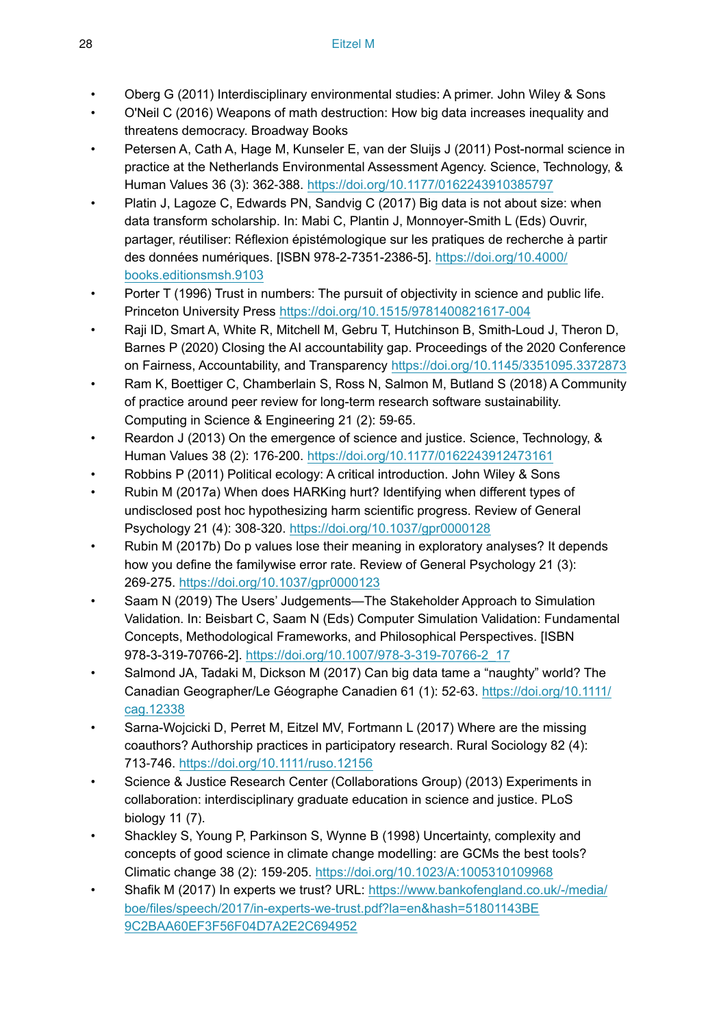- Oberg G (2011) Interdisciplinary environmental studies: A primer. John Wiley & Sons
- O'Neil C (2016) Weapons of math destruction: How big data increases inequality and threatens democracy. Broadway Books
- Petersen A, Cath A, Hage M, Kunseler E, van der Sluijs J (2011) Post-normal science in practice at the Netherlands Environmental Assessment Agency. Science, Technology, & Human Values 36 (3): 362-388. https://doi.org/10.1177/0162243910385797
- Platin J, Lagoze C, Edwards PN, Sandvig C (2017) Big data is not about size: when data transform scholarship. In: Mabi C, Plantin J, Monnoyer-Smith L (Eds) Ouvrir, partager, réutiliser: Réflexion épistémologique sur les pratiques de recherche à partir des données numériques. [ISBN 978-2-7351-2386-5]. https://doi.org/10.4000/books.editionsmsh.9103
- Porter T (1996) Trust in numbers: The pursuit of objectivity in science and public life. Princeton University Press https://doi.org/10.1515/9781400821617-004
- Raji ID, Smart A, White R, Mitchell M, Gebru T, Hutchinson B, Smith-Loud J, Theron D, Barnes P (2020) Closing the AI accountability gap. Proceedings of the 2020 Conference on Fairness, Accountability, and Transparency https://doi.org/10.1145/3351095.3372873
- Ram K, Boettiger C, Chamberlain S, Ross N, Salmon M, Butland S (2018) A Community of practice around peer review for long-term research software sustainability. Computing in Science & Engineering 21 (2): 59-65.
- Reardon J (2013) On the emergence of science and justice. Science, Technology, & Human Values 38 (2): 176-200. https://doi.org/10.1177/0162243912473161
- Robbins P (2011) Political ecology: A critical introduction. John Wiley & Sons
- Rubin M (2017a) When does HARKing hurt? Identifying when different types of undisclosed post hoc hypothesizing harm scientific progress. Review of General Psychology 21 (4): 308-320. https://doi.org/10.1037/gpr0000128
- Rubin M (2017b) Do p values lose their meaning in exploratory analyses? It depends how you define the familywise error rate. Review of General Psychology 21 (3): 269-275. https://doi.org/10.1037/gpr0000123
- Saam N (2019) The Users' Judgements—The Stakeholder Approach to Simulation Validation. In: Beisbart C, Saam N (Eds) Computer Simulation Validation: Fundamental Concepts, Methodological Frameworks, and Philosophical Perspectives. [ISBN 978-3-319-70766-2]. https://doi.org/10.1007/978-3-319-70766-2_17
- Salmond JA, Tadaki M, Dickson M (2017) Can big data tame a "naughty" world? The Canadian Geographer/Le Géographe Canadien 61 (1): 52-63. https://doi.org/10.1111/cag.12338
- Sarna-Wojcicki D, Perret M, Eitzel MV, Fortmann L (2017) Where are the missing coauthors? Authorship practices in participatory research. Rural Sociology 82 (4): 713-746. https://doi.org/10.1111/ruso.12156
- Science & Justice Research Center (Collaborations Group) (2013) Experiments in collaboration: interdisciplinary graduate education in science and justice. PLoS biology 11 (7).
- Shackley S, Young P, Parkinson S, Wynne B (1998) Uncertainty, complexity and concepts of good science in climate change modelling: are GCMs the best tools? Climatic change 38 (2): 159-205. https://doi.org/10.1023/A:1005310109968
- Shafik M (2017) In experts we trust? URL: https://www.bankofengland.co.uk/-/media/boe/files/speech/2017/in-experts-we-trust.pdf?la=en&hash=51801143BE9C2BAA60EF3F56F04D7A2E2C694952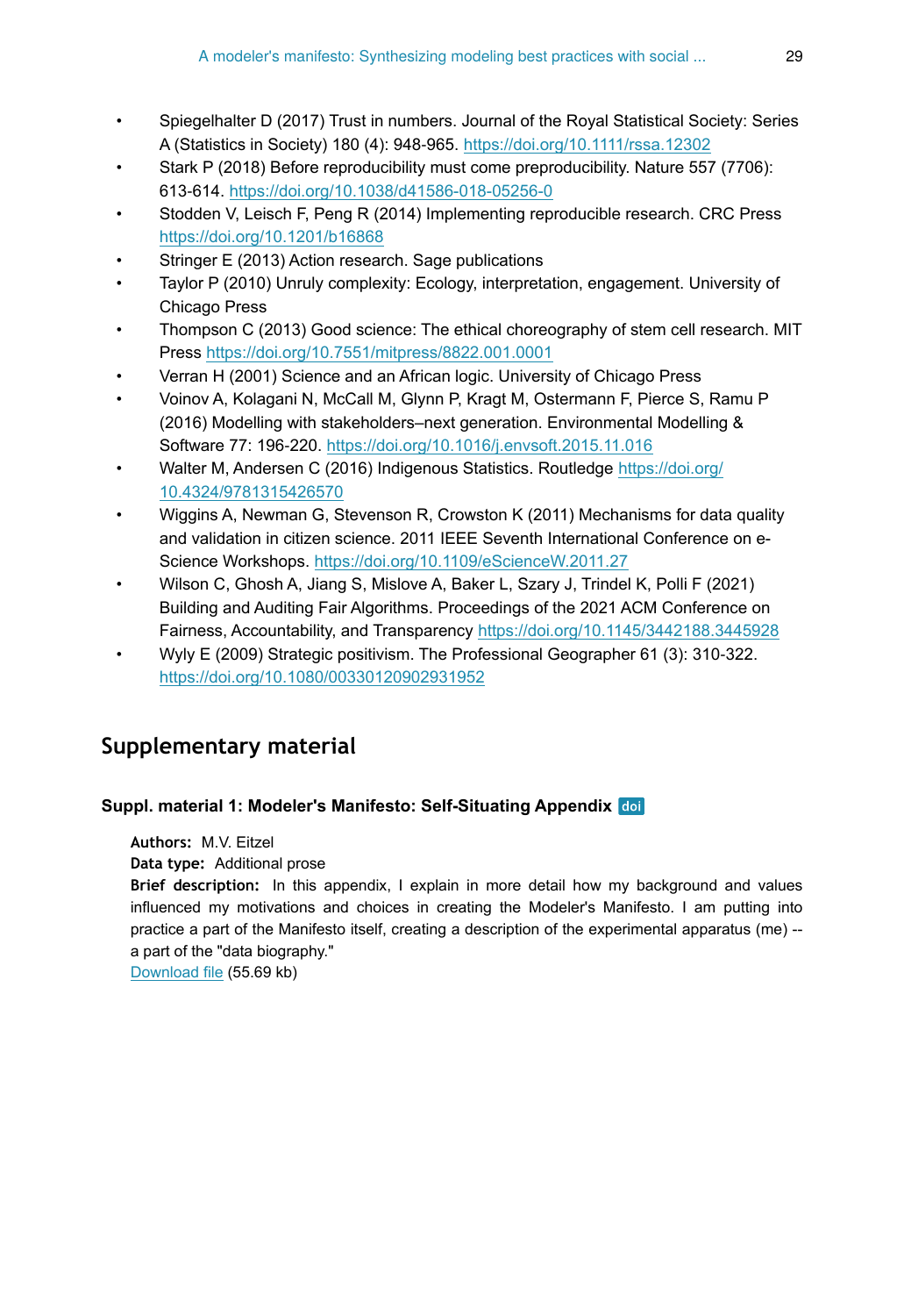- Spiegelhalter D (2017) Trust in numbers. Journal of the Royal Statistical Society: Series A (Statistics in Society) 180 (4): 948-965. https://doi.org/10.1111/rssa.12302
- Stark P (2018) Before reproducibility must come preproducibility. Nature 557 (7706): 613-614. https://doi.org/10.1038/d41586-018-05256-0
- Stodden V, Leisch F, Peng R (2014) Implementing reproducible research. CRC Press https://doi.org/10.1201/b16868
- Stringer E (2013) Action research. Sage publications
- Taylor P (2010) Unruly complexity: Ecology, interpretation, engagement. University of Chicago Press
- Thompson C (2013) Good science: The ethical choreography of stem cell research. MIT Press https://doi.org/10.7551/mitpress/8822.001.0001
- Verran H (2001) Science and an African logic. University of Chicago Press
- Voinov A, Kolagani N, McCall M, Glynn P, Kragt M, Ostermann F, Pierce S, Ramu P (2016) Modelling with stakeholders–next generation. Environmental Modelling & Software 77: 196-220. https://doi.org/10.1016/j.envsoft.2015.11.016
- Walter M, Andersen C (2016) Indigenous Statistics. Routledge https://doi.org/10.4324/9781315426570
- Wiggins A, Newman G, Stevenson R, Crowston K (2011) Mechanisms for data quality and validation in citizen science. 2011 IEEE Seventh International Conference on e-Science Workshops. https://doi.org/10.1109/eScienceW.2011.27
- Wilson C, Ghosh A, Jiang S, Mislove A, Baker L, Szary J, Trindel K, Polli F (2021) Building and Auditing Fair Algorithms. Proceedings of the 2021 ACM Conference on Fairness, Accountability, and Transparency https://doi.org/10.1145/3442188.3445928
- Wyly E (2009) Strategic positivism. The Professional Geographer 61 (3): 310-322. https://doi.org/10.1080/00330120902931952

## Supplementary material

### Suppl. material 1: Modeler's Manifesto: Self-Situating Appendix doi

**Authors:** M.V. Eitzel
**Data type:** Additional prose
**Brief description:** In this appendix, I explain in more detail how my background and values influenced my motivations and choices in creating the Modeler's Manifesto. I am putting into practice a part of the Manifesto itself, creating a description of the experimental apparatus (me) -- a part of the "data biography."
Download file (55.69 kb)